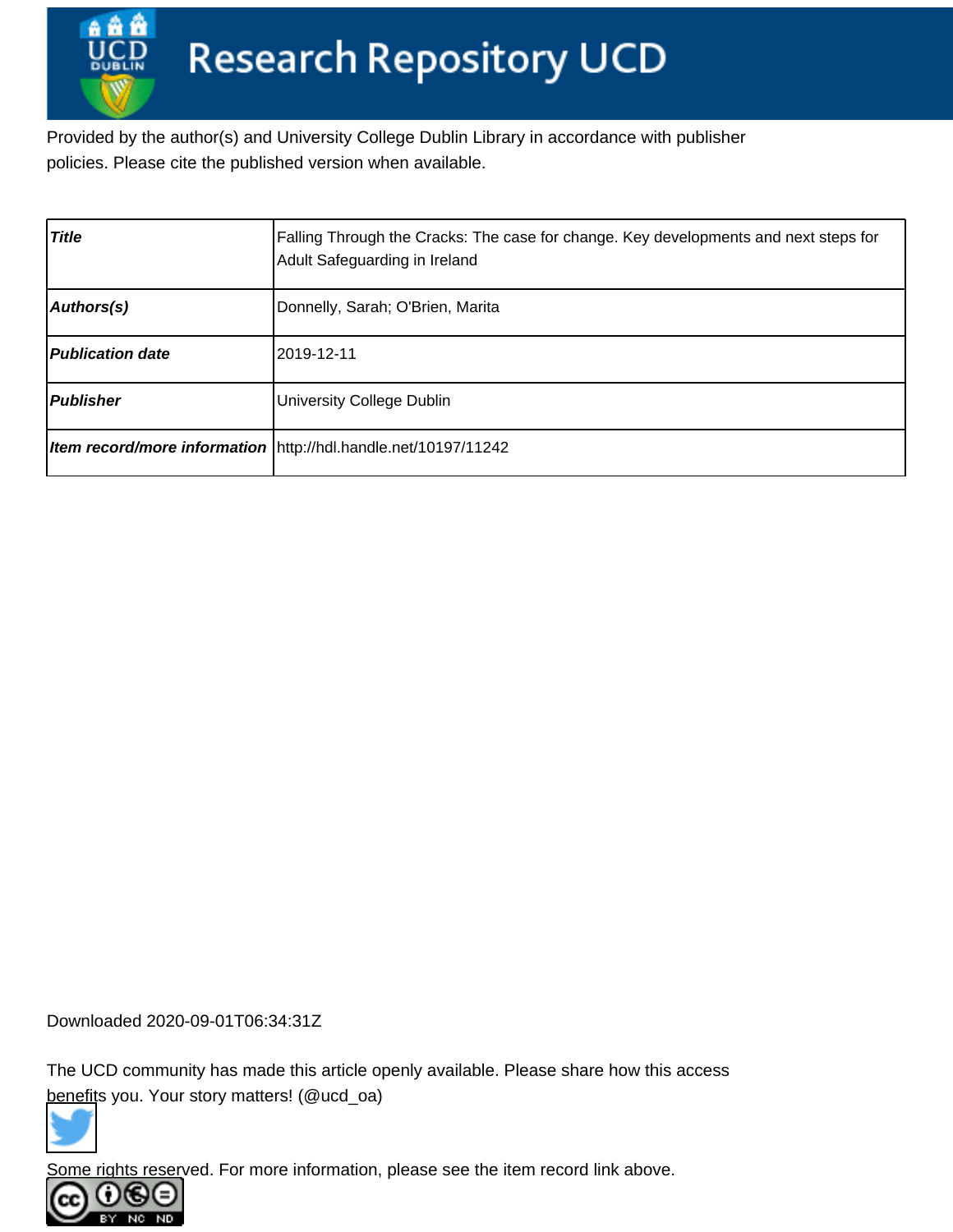# Research Repository UCD

Provided by the author(s) and University College Dublin Library in accordance with publisher policies. Please cite the published version when available.

| **Title** | Falling Through the Cracks: The case for change. Key developments and next steps for Adult Safeguarding in Ireland |
|---|---|
| **Authors(s)** | Donnelly, Sarah; O'Brien, Marita |
| **Publication date** | 2019-12-11 |
| **Publisher** | University College Dublin |
| **Item record/more information** | http://hdl.handle.net/10197/11242 |

Downloaded 2020-09-01T06:34:31Z

The UCD community has made this article openly available. Please share how this access benefits you. Your story matters! (@ucd_oa)

Some rights reserved. For more information, please see the item record link above.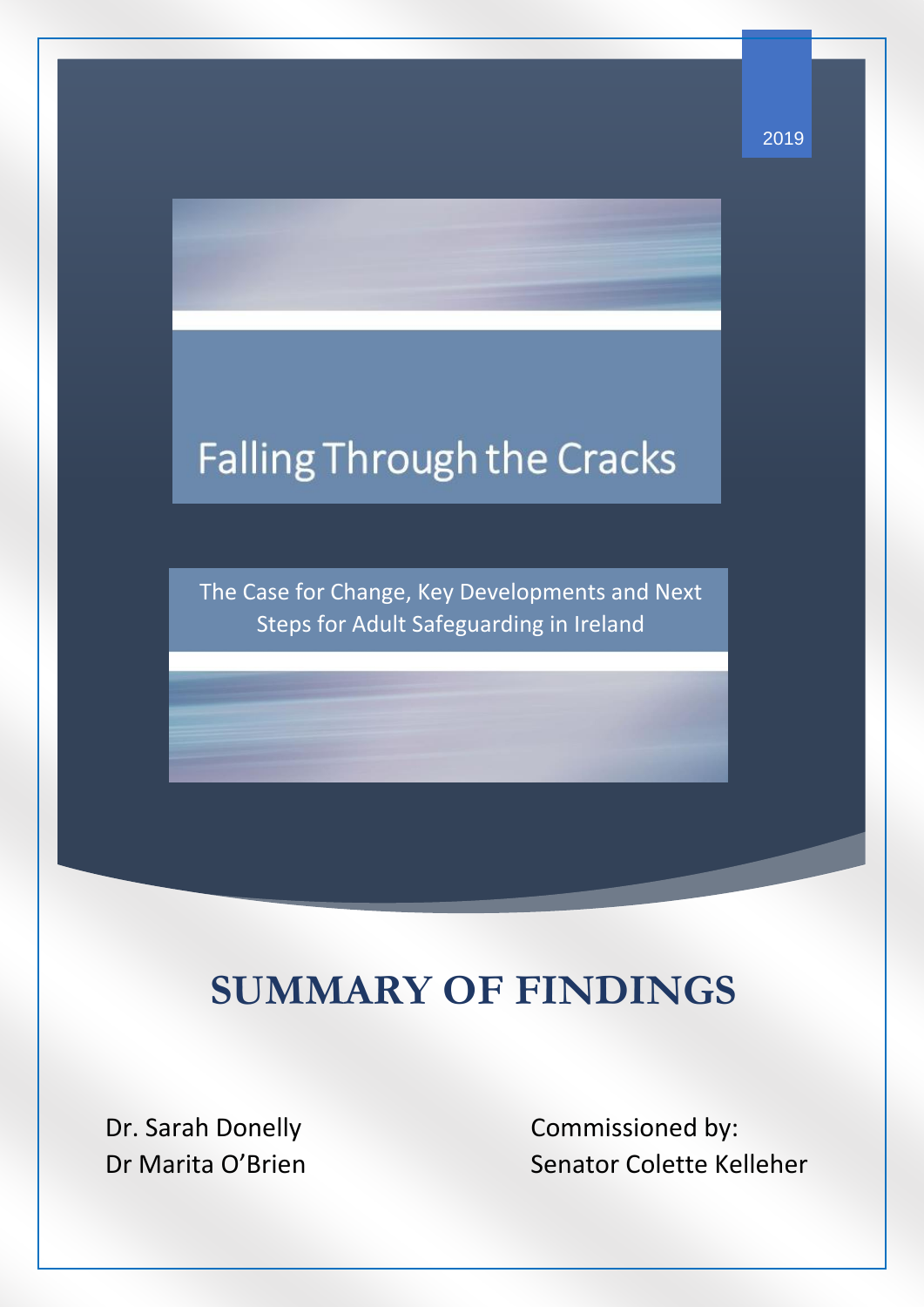2019

# Falling Through the Cracks

The Case for Change, Key Developments and Next Steps for Adult Safeguarding in Ireland

## SUMMARY OF FINDINGS

Dr. Sarah Donelly
Dr Marita O'Brien

Commissioned by:
Senator Colette Kelleher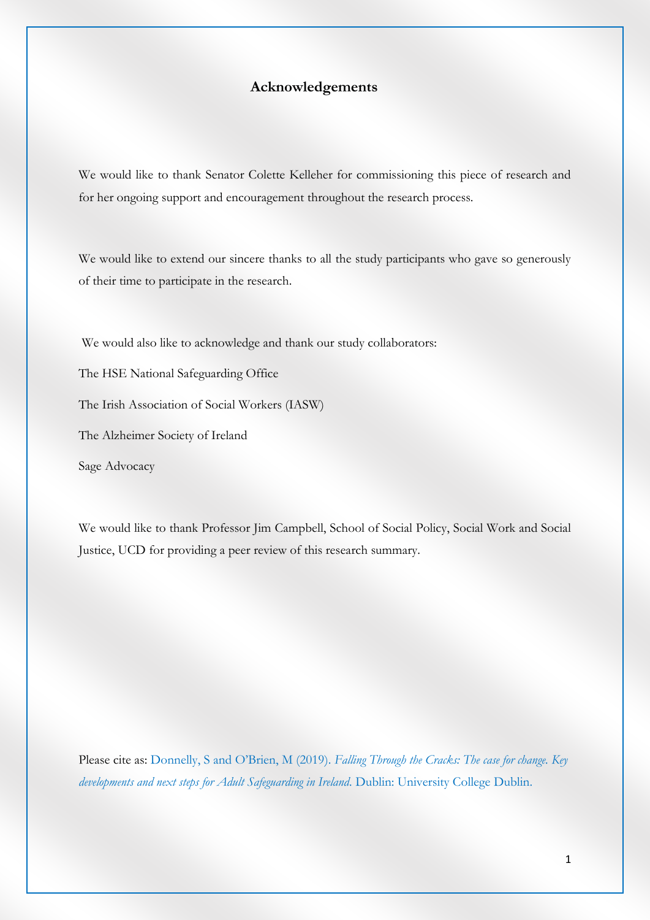## Acknowledgements

We would like to thank Senator Colette Kelleher for commissioning this piece of research and for her ongoing support and encouragement throughout the research process.

We would like to extend our sincere thanks to all the study participants who gave so generously of their time to participate in the research.

We would also like to acknowledge and thank our study collaborators:

The HSE National Safeguarding Office

The Irish Association of Social Workers (IASW)

The Alzheimer Society of Ireland

Sage Advocacy

We would like to thank Professor Jim Campbell, School of Social Policy, Social Work and Social Justice, UCD for providing a peer review of this research summary.

Please cite as: Donnelly, S and O'Brien, M (2019). *Falling Through the Cracks: The case for change. Key developments and next steps for Adult Safeguarding in Ireland.* Dublin: University College Dublin.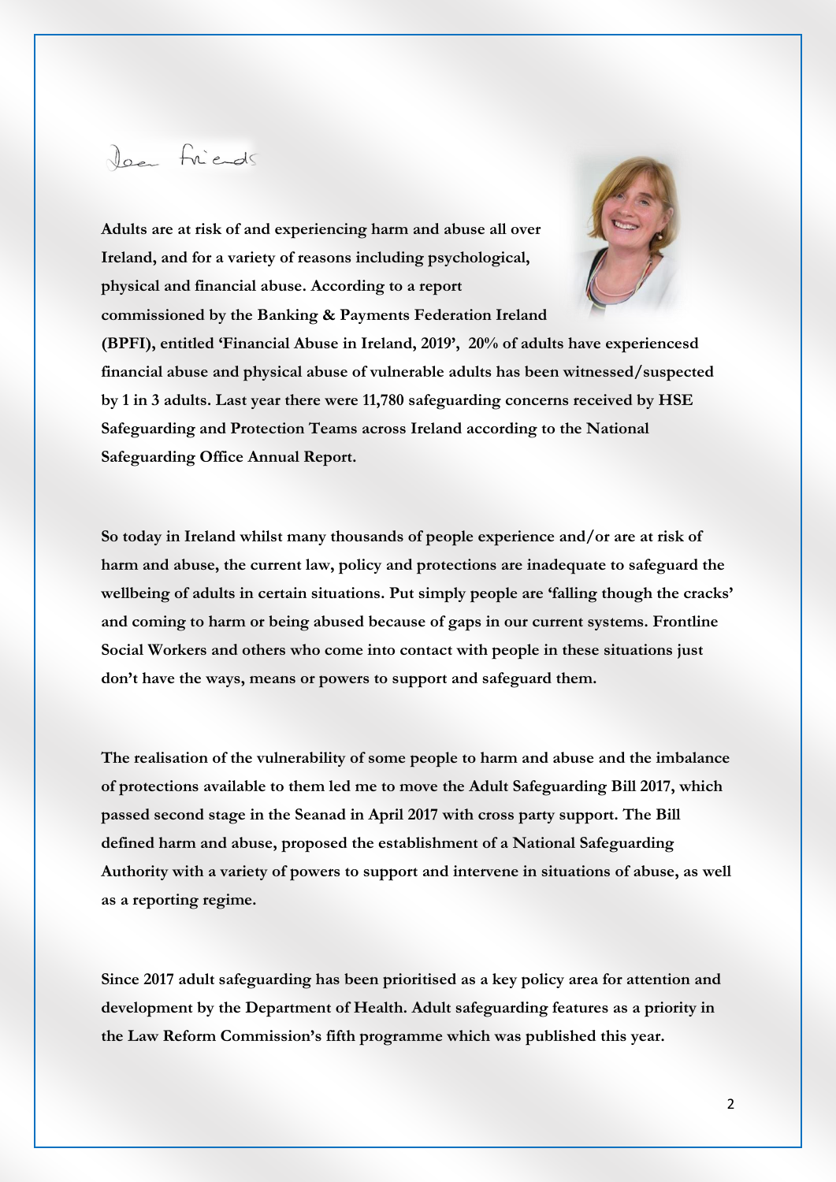Dear friends

**Adults are at risk of and experiencing harm and abuse all over Ireland, and for a variety of reasons including psychological, physical and financial abuse. According to a report commissioned by the Banking & Payments Federation Ireland (BPFI), entitled 'Financial Abuse in Ireland, 2019', 20% of adults have experiencesd financial abuse and physical abuse of vulnerable adults has been witnessed/suspected by 1 in 3 adults. Last year there were 11,780 safeguarding concerns received by HSE Safeguarding and Protection Teams across Ireland according to the National Safeguarding Office Annual Report.**

**So today in Ireland whilst many thousands of people experience and/or are at risk of harm and abuse, the current law, policy and protections are inadequate to safeguard the wellbeing of adults in certain situations. Put simply people are 'falling though the cracks' and coming to harm or being abused because of gaps in our current systems. Frontline Social Workers and others who come into contact with people in these situations just don't have the ways, means or powers to support and safeguard them.**

**The realisation of the vulnerability of some people to harm and abuse and the imbalance of protections available to them led me to move the Adult Safeguarding Bill 2017, which passed second stage in the Seanad in April 2017 with cross party support. The Bill defined harm and abuse, proposed the establishment of a National Safeguarding Authority with a variety of powers to support and intervene in situations of abuse, as well as a reporting regime.**

**Since 2017 adult safeguarding has been prioritised as a key policy area for attention and development by the Department of Health. Adult safeguarding features as a priority in the Law Reform Commission's fifth programme which was published this year.**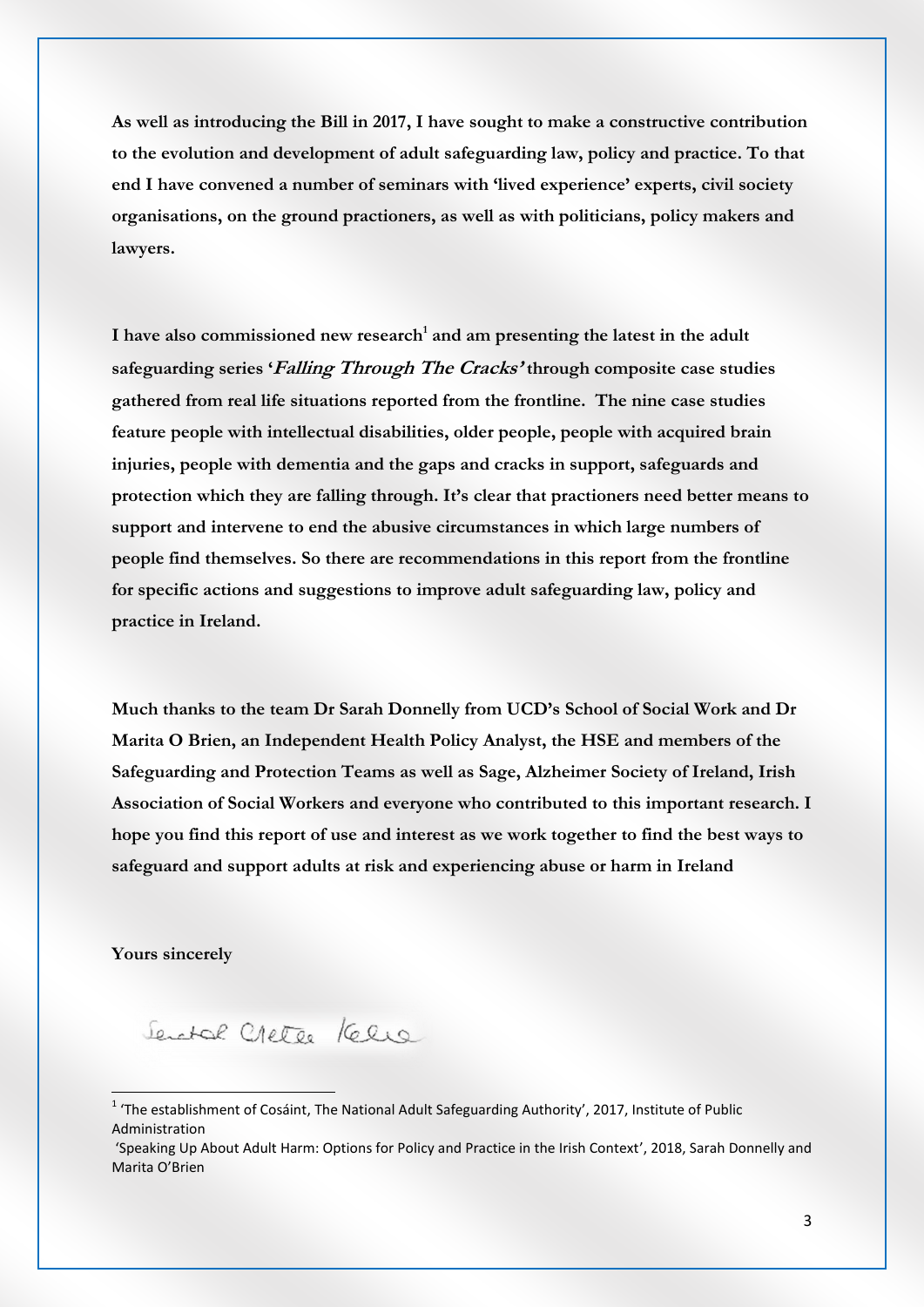**As well as introducing the Bill in 2017, I have sought to make a constructive contribution to the evolution and development of adult safeguarding law, policy and practice. To that end I have convened a number of seminars with 'lived experience' experts, civil society organisations, on the ground practioners, as well as with politicians, policy makers and lawyers.**

**I have also commissioned new research[1] and am presenting the latest in the adult safeguarding series '*Falling Through The Cracks'* through composite case studies gathered from real life situations reported from the frontline. The nine case studies feature people with intellectual disabilities, older people, people with acquired brain injuries, people with dementia and the gaps and cracks in support, safeguards and protection which they are falling through. It's clear that practioners need better means to support and intervene to end the abusive circumstances in which large numbers of people find themselves. So there are recommendations in this report from the frontline for specific actions and suggestions to improve adult safeguarding law, policy and practice in Ireland.**

**Much thanks to the team Dr Sarah Donnelly from UCD's School of Social Work and Dr Marita O Brien, an Independent Health Policy Analyst, the HSE and members of the Safeguarding and Protection Teams as well as Sage, Alzheimer Society of Ireland, Irish Association of Social Workers and everyone who contributed to this important research. I hope you find this report of use and interest as we work together to find the best ways to safeguard and support adults at risk and experiencing abuse or harm in Ireland**

**Yours sincerely**

Senator Colette Kelleher

---

[1] 'The establishment of Cosáint, The National Adult Safeguarding Authority', 2017, Institute of Public Administration

'Speaking Up About Adult Harm: Options for Policy and Practice in the Irish Context', 2018, Sarah Donnelly and Marita O'Brien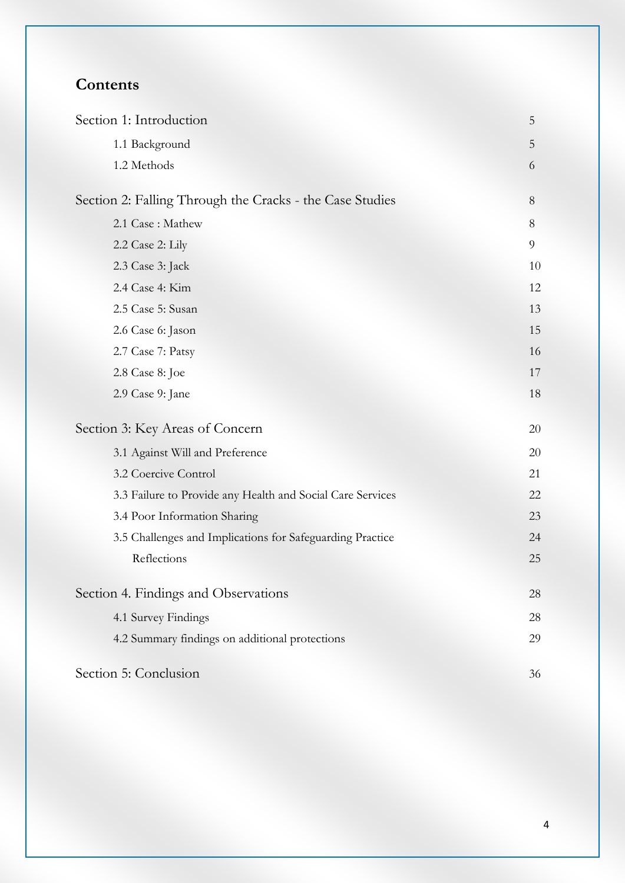## Contents

| | |
|---|---|
| Section 1: Introduction | 5 |
| 1.1 Background | 5 |
| 1.2 Methods | 6 |
| Section 2: Falling Through the Cracks - the Case Studies | 8 |
| 2.1 Case : Mathew | 8 |
| 2.2 Case 2: Lily | 9 |
| 2.3 Case 3: Jack | 10 |
| 2.4 Case 4: Kim | 12 |
| 2.5 Case 5: Susan | 13 |
| 2.6 Case 6: Jason | 15 |
| 2.7 Case 7: Patsy | 16 |
| 2.8 Case 8: Joe | 17 |
| 2.9 Case 9: Jane | 18 |
| Section 3: Key Areas of Concern | 20 |
| 3.1 Against Will and Preference | 20 |
| 3.2 Coercive Control | 21 |
| 3.3 Failure to Provide any Health and Social Care Services | 22 |
| 3.4 Poor Information Sharing | 23 |
| 3.5 Challenges and Implications for Safeguarding Practice | 24 |
| Reflections | 25 |
| Section 4. Findings and Observations | 28 |
| 4.1 Survey Findings | 28 |
| 4.2 Summary findings on additional protections | 29 |
| Section 5: Conclusion | 36 |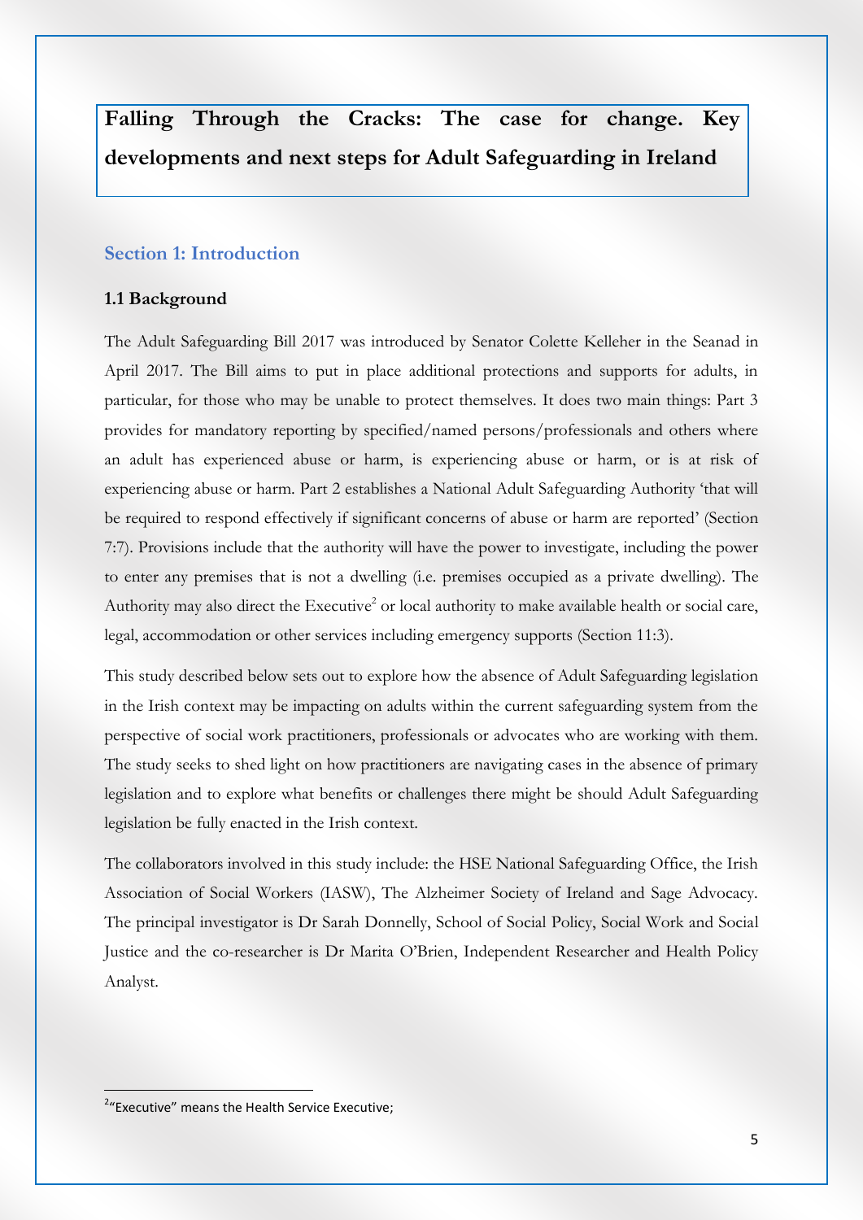# Falling Through the Cracks: The case for change. Key developments and next steps for Adult Safeguarding in Ireland

## Section 1: Introduction

### 1.1 Background

The Adult Safeguarding Bill 2017 was introduced by Senator Colette Kelleher in the Seanad in April 2017. The Bill aims to put in place additional protections and supports for adults, in particular, for those who may be unable to protect themselves. It does two main things: Part 3 provides for mandatory reporting by specified/named persons/professionals and others where an adult has experienced abuse or harm, is experiencing abuse or harm, or is at risk of experiencing abuse or harm. Part 2 establishes a National Adult Safeguarding Authority 'that will be required to respond effectively if significant concerns of abuse or harm are reported' (Section 7:7). Provisions include that the authority will have the power to investigate, including the power to enter any premises that is not a dwelling (i.e. premises occupied as a private dwelling). The Authority may also direct the Executive[2] or local authority to make available health or social care, legal, accommodation or other services including emergency supports (Section 11:3).

This study described below sets out to explore how the absence of Adult Safeguarding legislation in the Irish context may be impacting on adults within the current safeguarding system from the perspective of social work practitioners, professionals or advocates who are working with them. The study seeks to shed light on how practitioners are navigating cases in the absence of primary legislation and to explore what benefits or challenges there might be should Adult Safeguarding legislation be fully enacted in the Irish context.

The collaborators involved in this study include: the HSE National Safeguarding Office, the Irish Association of Social Workers (IASW), The Alzheimer Society of Ireland and Sage Advocacy. The principal investigator is Dr Sarah Donnelly, School of Social Policy, Social Work and Social Justice and the co-researcher is Dr Marita O'Brien, Independent Researcher and Health Policy Analyst.

[2] "Executive" means the Health Service Executive;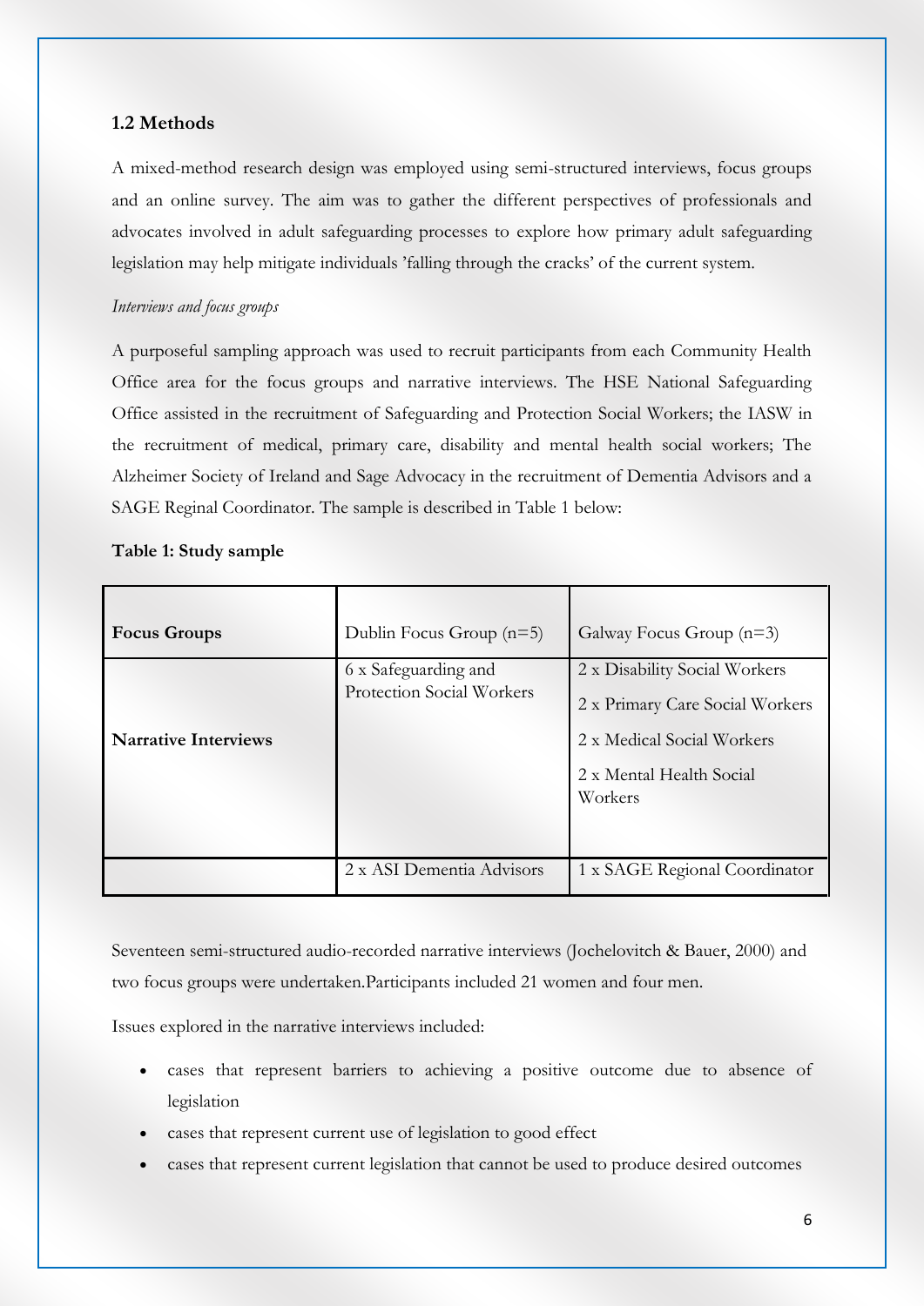### 1.2 Methods

A mixed-method research design was employed using semi-structured interviews, focus groups and an online survey. The aim was to gather the different perspectives of professionals and advocates involved in adult safeguarding processes to explore how primary adult safeguarding legislation may help mitigate individuals 'falling through the cracks' of the current system.

*Interviews and focus groups*

A purposeful sampling approach was used to recruit participants from each Community Health Office area for the focus groups and narrative interviews. The HSE National Safeguarding Office assisted in the recruitment of Safeguarding and Protection Social Workers; the IASW in the recruitment of medical, primary care, disability and mental health social workers; The Alzheimer Society of Ireland and Sage Advocacy in the recruitment of Dementia Advisors and a SAGE Reginal Coordinator. The sample is described in Table 1 below:

**Table 1: Study sample**

| **Focus Groups** | Dublin Focus Group (n=5) | Galway Focus Group (n=3) |
|---|---|---|
| **Narrative Interviews** | 6 x Safeguarding and Protection Social Workers | 2 x Disability Social Workers<br>2 x Primary Care Social Workers<br>2 x Medical Social Workers<br>2 x Mental Health Social Workers |
| | 2 x ASI Dementia Advisors | 1 x SAGE Regional Coordinator |

Seventeen semi-structured audio-recorded narrative interviews (Jochelovitch & Bauer, 2000) and two focus groups were undertaken.Participants included 21 women and four men.

Issues explored in the narrative interviews included:

- cases that represent barriers to achieving a positive outcome due to absence of legislation
- cases that represent current use of legislation to good effect
- cases that represent current legislation that cannot be used to produce desired outcomes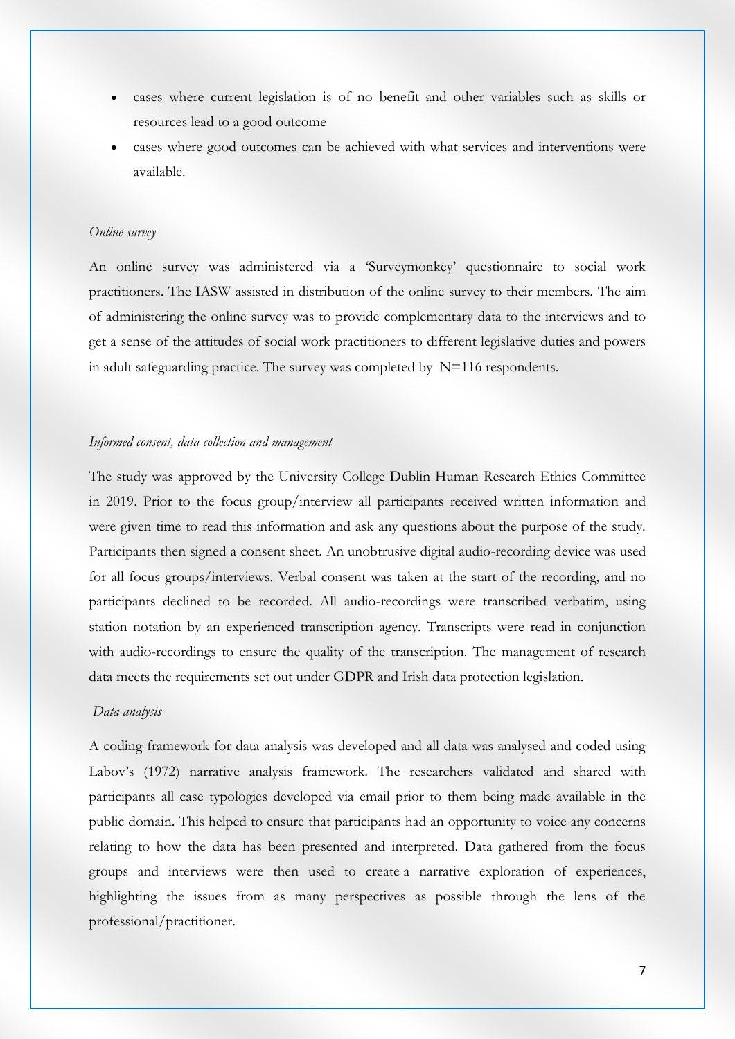- cases where current legislation is of no benefit and other variables such as skills or resources lead to a good outcome
- cases where good outcomes can be achieved with what services and interventions were available.

*Online survey*

An online survey was administered via a 'Surveymonkey' questionnaire to social work practitioners. The IASW assisted in distribution of the online survey to their members. The aim of administering the online survey was to provide complementary data to the interviews and to get a sense of the attitudes of social work practitioners to different legislative duties and powers in adult safeguarding practice. The survey was completed by N=116 respondents.

*Informed consent, data collection and management*

The study was approved by the University College Dublin Human Research Ethics Committee in 2019. Prior to the focus group/interview all participants received written information and were given time to read this information and ask any questions about the purpose of the study. Participants then signed a consent sheet. An unobtrusive digital audio-recording device was used for all focus groups/interviews. Verbal consent was taken at the start of the recording, and no participants declined to be recorded. All audio-recordings were transcribed verbatim, using station notation by an experienced transcription agency. Transcripts were read in conjunction with audio-recordings to ensure the quality of the transcription. The management of research data meets the requirements set out under GDPR and Irish data protection legislation.

*Data analysis*

A coding framework for data analysis was developed and all data was analysed and coded using Labov's (1972) narrative analysis framework. The researchers validated and shared with participants all case typologies developed via email prior to them being made available in the public domain. This helped to ensure that participants had an opportunity to voice any concerns relating to how the data has been presented and interpreted. Data gathered from the focus groups and interviews were then used to create a narrative exploration of experiences, highlighting the issues from as many perspectives as possible through the lens of the professional/practitioner.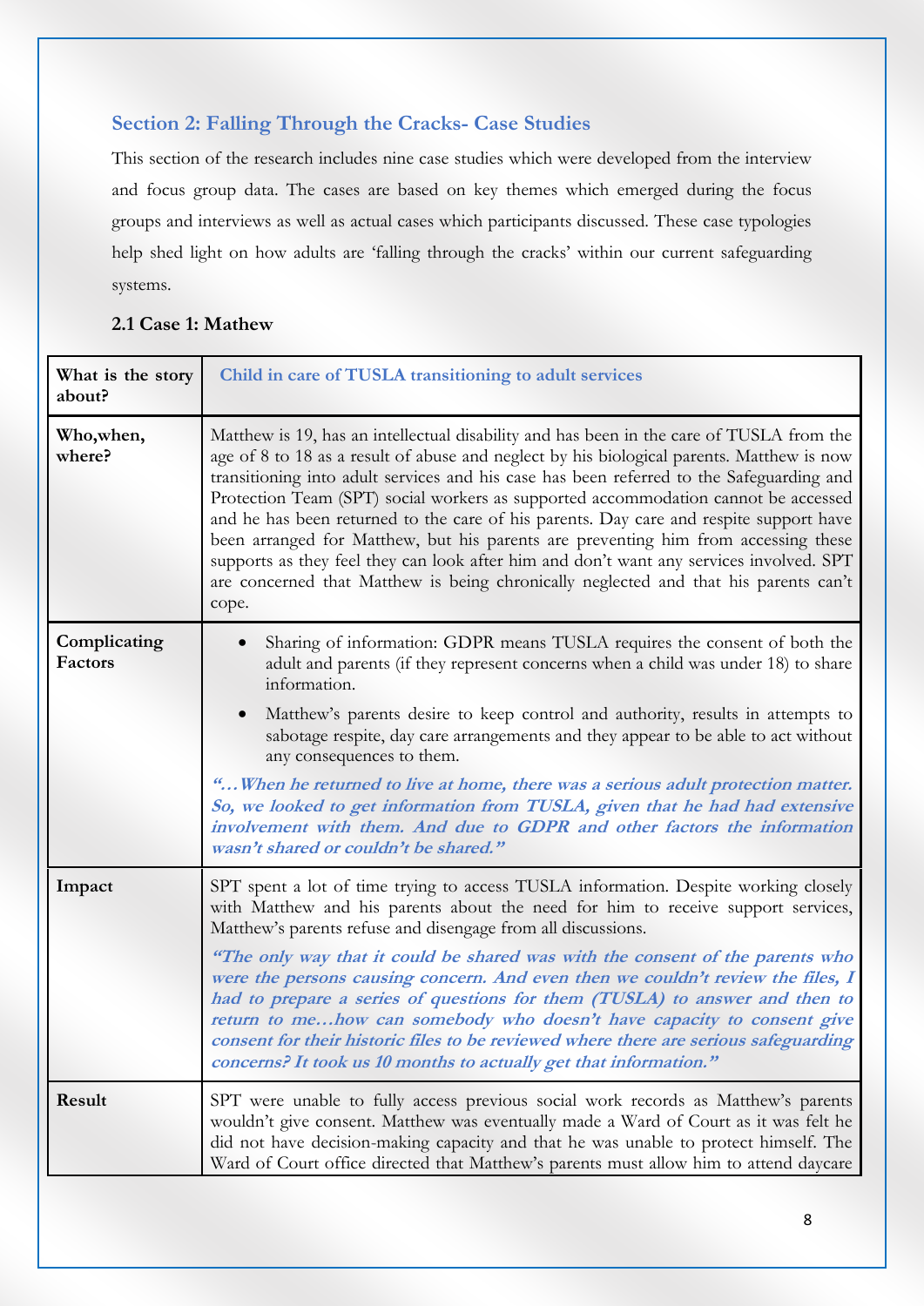### Section 2: Falling Through the Cracks- Case Studies

This section of the research includes nine case studies which were developed from the interview and focus group data. The cases are based on key themes which emerged during the focus groups and interviews as well as actual cases which participants discussed. These case typologies help shed light on how adults are 'falling through the cracks' within our current safeguarding systems.

#### 2.1 Case 1: Mathew

| **What is the story about?** | **Child in care of TUSLA transitioning to adult services** |
|---|---|
| **Who,when, where?** | Matthew is 19, has an intellectual disability and has been in the care of TUSLA from the age of 8 to 18 as a result of abuse and neglect by his biological parents. Matthew is now transitioning into adult services and his case has been referred to the Safeguarding and Protection Team (SPT) social workers as supported accommodation cannot be accessed and he has been returned to the care of his parents. Day care and respite support have been arranged for Matthew, but his parents are preventing him from accessing these supports as they feel they can look after him and don't want any services involved. SPT are concerned that Matthew is being chronically neglected and that his parents can't cope. |
| **Complicating Factors** | • Sharing of information: GDPR means TUSLA requires the consent of both the adult and parents (if they represent concerns when a child was under 18) to share information.<br>• Matthew's parents desire to keep control and authority, results in attempts to sabotage respite, day care arrangements and they appear to be able to act without any consequences to them.<br>***"…When he returned to live at home, there was a serious adult protection matter. So, we looked to get information from TUSLA, given that he had had extensive involvement with them. And due to GDPR and other factors the information wasn't shared or couldn't be shared."*** |
| **Impact** | SPT spent a lot of time trying to access TUSLA information. Despite working closely with Matthew and his parents about the need for him to receive support services, Matthew's parents refuse and disengage from all discussions.<br>***"The only way that it could be shared was with the consent of the parents who were the persons causing concern. And even then we couldn't review the files, I had to prepare a series of questions for them (TUSLA) to answer and then to return to me…how can somebody who doesn't have capacity to consent give consent for their historic files to be reviewed where there are serious safeguarding concerns? It took us 10 months to actually get that information."*** |
| **Result** | SPT were unable to fully access previous social work records as Matthew's parents wouldn't give consent. Matthew was eventually made a Ward of Court as it was felt he did not have decision-making capacity and that he was unable to protect himself. The Ward of Court office directed that Matthew's parents must allow him to attend daycare |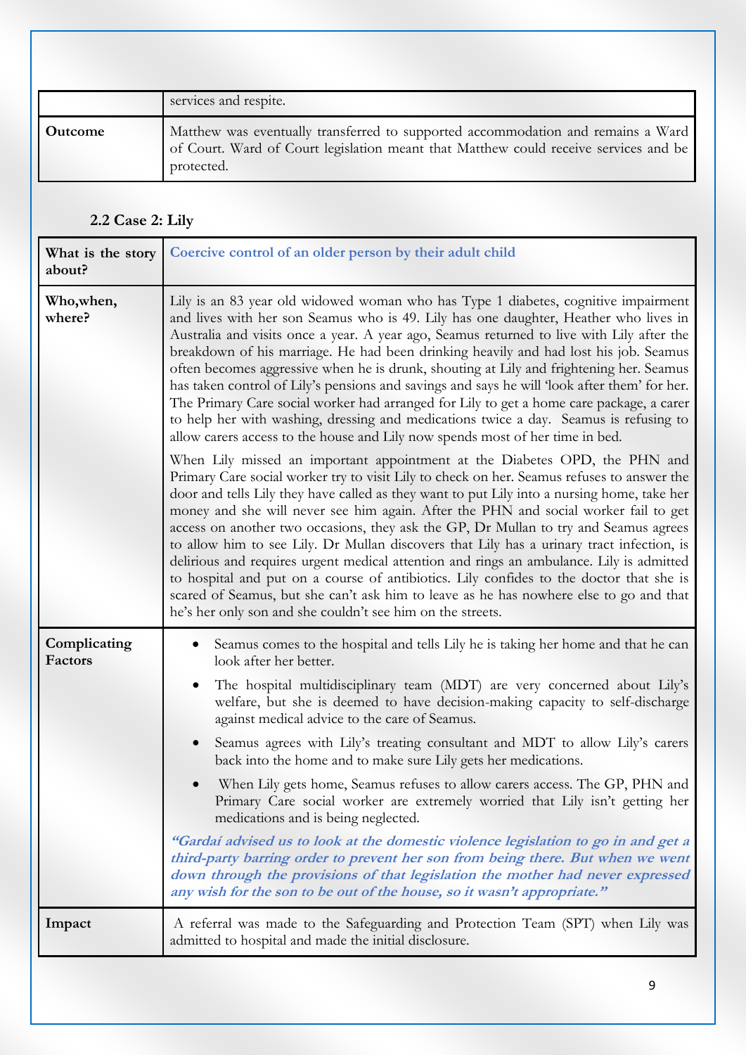| | |
|---|---|
| | services and respite. |
| **Outcome** | Matthew was eventually transferred to supported accommodation and remains a Ward of Court. Ward of Court legislation meant that Matthew could receive services and be protected. |

### 2.2 Case 2: Lily

| | |
|---|---|
| **What is the story about?** | **Coercive control of an older person by their adult child** |
| **Who,when, where?** | Lily is an 83 year old widowed woman who has Type 1 diabetes, cognitive impairment and lives with her son Seamus who is 49. Lily has one daughter, Heather who lives in Australia and visits once a year. A year ago, Seamus returned to live with Lily after the breakdown of his marriage. He had been drinking heavily and had lost his job. Seamus often becomes aggressive when he is drunk, shouting at Lily and frightening her. Seamus has taken control of Lily's pensions and savings and says he will 'look after them' for her. The Primary Care social worker had arranged for Lily to get a home care package, a carer to help her with washing, dressing and medications twice a day. Seamus is refusing to allow carers access to the house and Lily now spends most of her time in bed.<br><br>When Lily missed an important appointment at the Diabetes OPD, the PHN and Primary Care social worker try to visit Lily to check on her. Seamus refuses to answer the door and tells Lily they have called as they want to put Lily into a nursing home, take her money and she will never see him again. After the PHN and social worker fail to get access on another two occasions, they ask the GP, Dr Mullan to try and Seamus agrees to allow him to see Lily. Dr Mullan discovers that Lily has a urinary tract infection, is delirious and requires urgent medical attention and rings an ambulance. Lily is admitted to hospital and put on a course of antibiotics. Lily confides to the doctor that she is scared of Seamus, but she can't ask him to leave as he has nowhere else to go and that he's her only son and she couldn't see him on the streets. |
| **Complicating Factors** | • Seamus comes to the hospital and tells Lily he is taking her home and that he can look after her better.<br>• The hospital multidisciplinary team (MDT) are very concerned about Lily's welfare, but she is deemed to have decision-making capacity to self-discharge against medical advice to the care of Seamus.<br>• Seamus agrees with Lily's treating consultant and MDT to allow Lily's carers back into the home and to make sure Lily gets her medications.<br>• When Lily gets home, Seamus refuses to allow carers access. The GP, PHN and Primary Care social worker are extremely worried that Lily isn't getting her medications and is being neglected.<br><br>***"Gardaí advised us to look at the domestic violence legislation to go in and get a third-party barring order to prevent her son from being there. But when we went down through the provisions of that legislation the mother had never expressed any wish for the son to be out of the house, so it wasn't appropriate."*** |
| **Impact** | A referral was made to the Safeguarding and Protection Team (SPT) when Lily was admitted to hospital and made the initial disclosure. |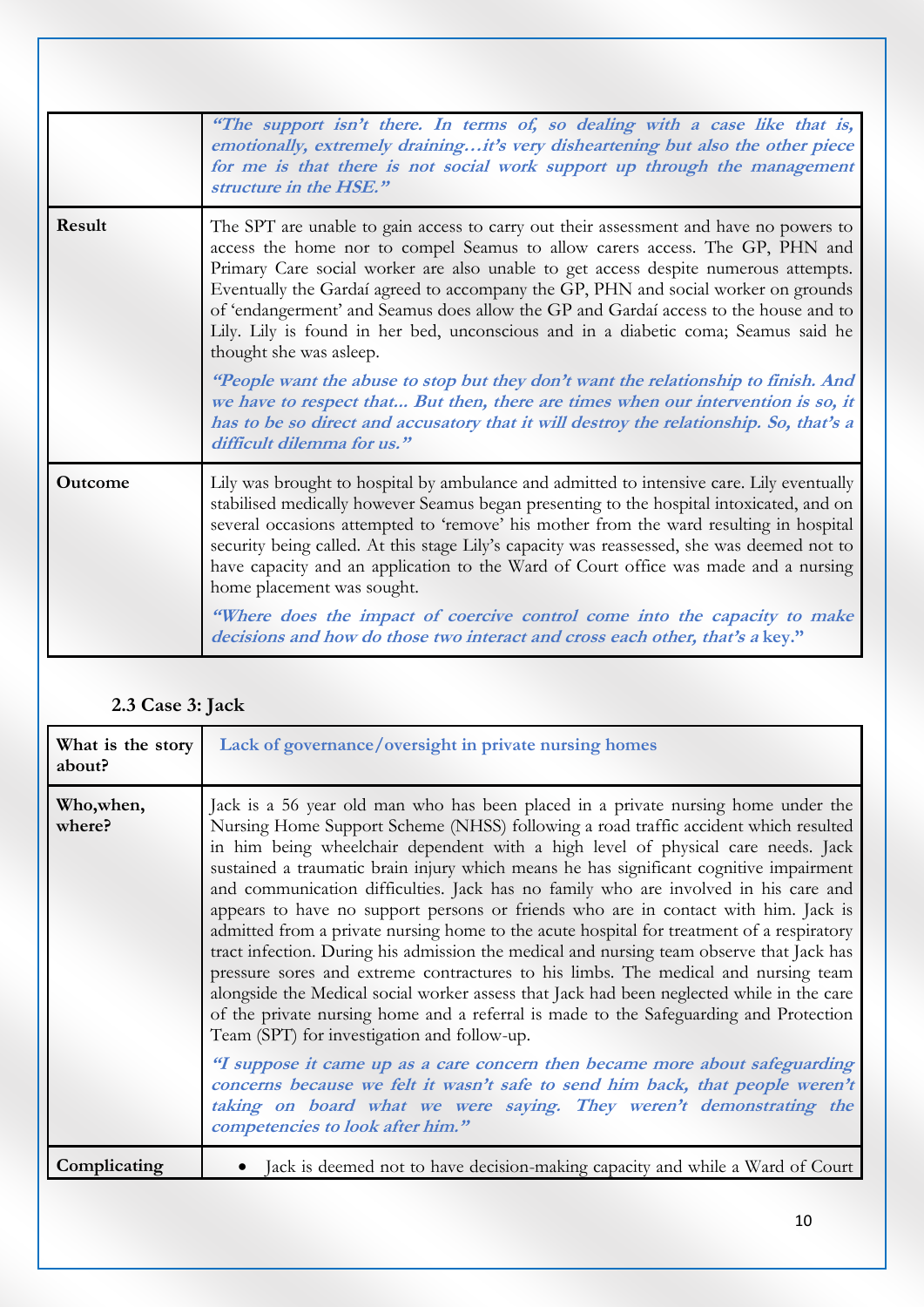| | |
|---|---|
| | ***"The support isn't there. In terms of, so dealing with a case like that is, emotionally, extremely draining…it's very disheartening but also the other piece for me is that there is not social work support up through the management structure in the HSE."*** |
| **Result** | The SPT are unable to gain access to carry out their assessment and have no powers to access the home nor to compel Seamus to allow carers access. The GP, PHN and Primary Care social worker are also unable to get access despite numerous attempts. Eventually the Gardaí agreed to accompany the GP, PHN and social worker on grounds of 'endangerment' and Seamus does allow the GP and Gardaí access to the house and to Lily. Lily is found in her bed, unconscious and in a diabetic coma; Seamus said he thought she was asleep. <br><br> ***"People want the abuse to stop but they don't want the relationship to finish. And we have to respect that... But then, there are times when our intervention is so, it has to be so direct and accusatory that it will destroy the relationship. So, that's a difficult dilemma for us."*** |
| **Outcome** | Lily was brought to hospital by ambulance and admitted to intensive care. Lily eventually stabilised medically however Seamus began presenting to the hospital intoxicated, and on several occasions attempted to 'remove' his mother from the ward resulting in hospital security being called. At this stage Lily's capacity was reassessed, she was deemed not to have capacity and an application to the Ward of Court office was made and a nursing home placement was sought. <br><br> ***"Where does the impact of coercive control come into the capacity to make decisions and how do those two interact and cross each other, that's a key."*** |

### 2.3 Case 3: Jack

| | |
|---|---|
| **What is the story about?** | **Lack of governance/oversight in private nursing homes** |
| **Who, when, where?** | Jack is a 56 year old man who has been placed in a private nursing home under the Nursing Home Support Scheme (NHSS) following a road traffic accident which resulted in him being wheelchair dependent with a high level of physical care needs. Jack sustained a traumatic brain injury which means he has significant cognitive impairment and communication difficulties. Jack has no family who are involved in his care and appears to have no support persons or friends who are in contact with him. Jack is admitted from a private nursing home to the acute hospital for treatment of a respiratory tract infection. During his admission the medical and nursing team observe that Jack has pressure sores and extreme contractures to his limbs. The medical and nursing team alongside the Medical social worker assess that Jack had been neglected while in the care of the private nursing home and a referral is made to the Safeguarding and Protection Team (SPT) for investigation and follow-up. <br><br> ***"I suppose it came up as a care concern then became more about safeguarding concerns because we felt it wasn't safe to send him back, that people weren't taking on board what we were saying. They weren't demonstrating the competencies to look after him."*** |
| **Complicating** | • Jack is deemed not to have decision-making capacity and while a Ward of Court |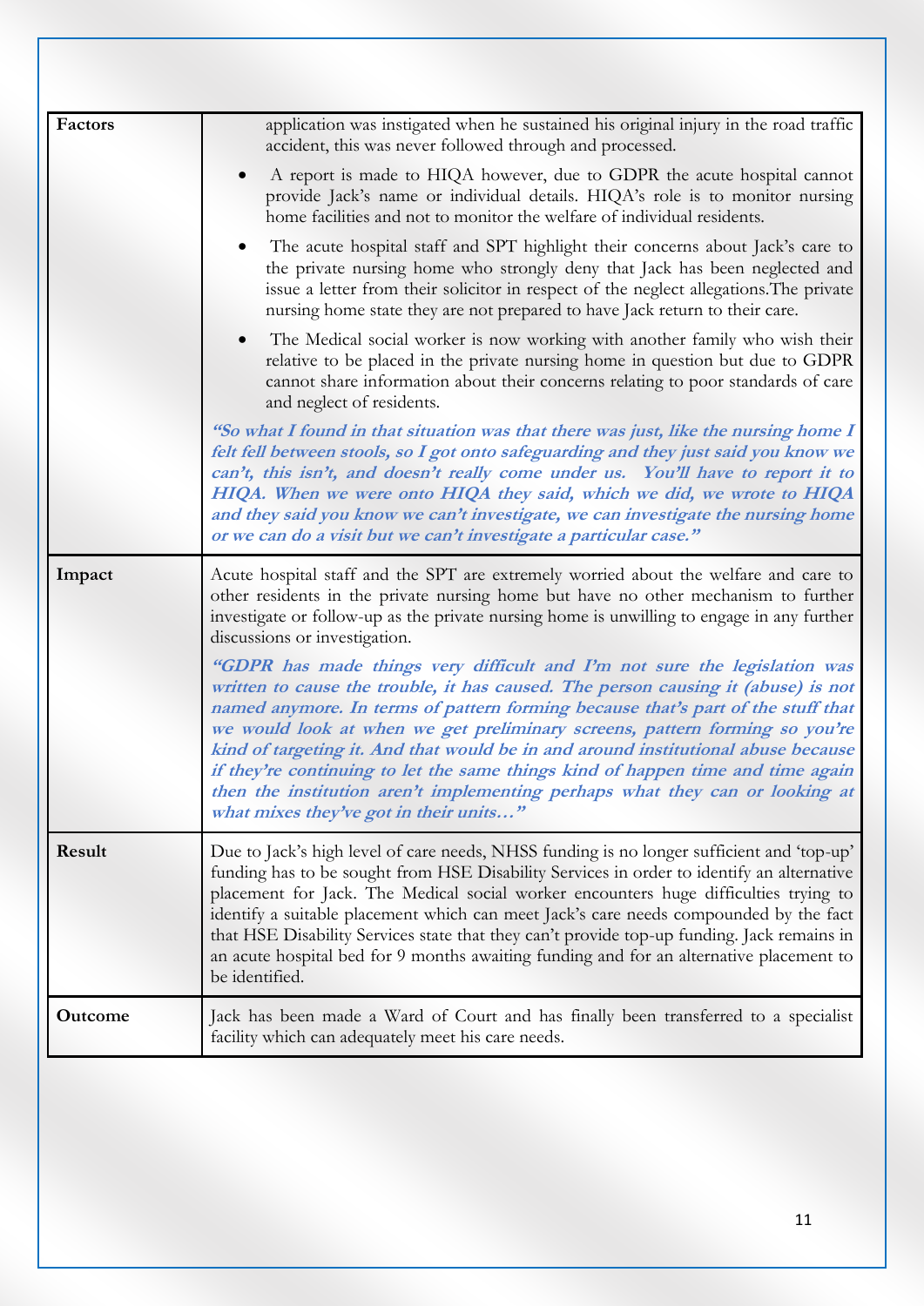| | |
|---|---|
| **Factors** | application was instigated when he sustained his original injury in the road traffic accident, this was never followed through and processed.<br>• A report is made to HIQA however, due to GDPR the acute hospital cannot provide Jack's name or individual details. HIQA's role is to monitor nursing home facilities and not to monitor the welfare of individual residents.<br>• The acute hospital staff and SPT highlight their concerns about Jack's care to the private nursing home who strongly deny that Jack has been neglected and issue a letter from their solicitor in respect of the neglect allegations.The private nursing home state they are not prepared to have Jack return to their care.<br>• The Medical social worker is now working with another family who wish their relative to be placed in the private nursing home in question but due to GDPR cannot share information about their concerns relating to poor standards of care and neglect of residents.<br>***"So what I found in that situation was that there was just, like the nursing home I felt fell between stools, so I got onto safeguarding and they just said you know we can't, this isn't, and doesn't really come under us. You'll have to report it to HIQA. When we were onto HIQA they said, which we did, we wrote to HIQA and they said you know we can't investigate, we can investigate the nursing home or we can do a visit but we can't investigate a particular case."*** |
| **Impact** | Acute hospital staff and the SPT are extremely worried about the welfare and care to other residents in the private nursing home but have no other mechanism to further investigate or follow-up as the private nursing home is unwilling to engage in any further discussions or investigation.<br>***"GDPR has made things very difficult and I'm not sure the legislation was written to cause the trouble, it has caused. The person causing it (abuse) is not named anymore. In terms of pattern forming because that's part of the stuff that we would look at when we get preliminary screens, pattern forming so you're kind of targeting it. And that would be in and around institutional abuse because if they're continuing to let the same things kind of happen time and time again then the institution aren't implementing perhaps what they can or looking at what mixes they've got in their units…"*** |
| **Result** | Due to Jack's high level of care needs, NHSS funding is no longer sufficient and 'top-up' funding has to be sought from HSE Disability Services in order to identify an alternative placement for Jack. The Medical social worker encounters huge difficulties trying to identify a suitable placement which can meet Jack's care needs compounded by the fact that HSE Disability Services state that they can't provide top-up funding. Jack remains in an acute hospital bed for 9 months awaiting funding and for an alternative placement to be identified. |
| **Outcome** | Jack has been made a Ward of Court and has finally been transferred to a specialist facility which can adequately meet his care needs. |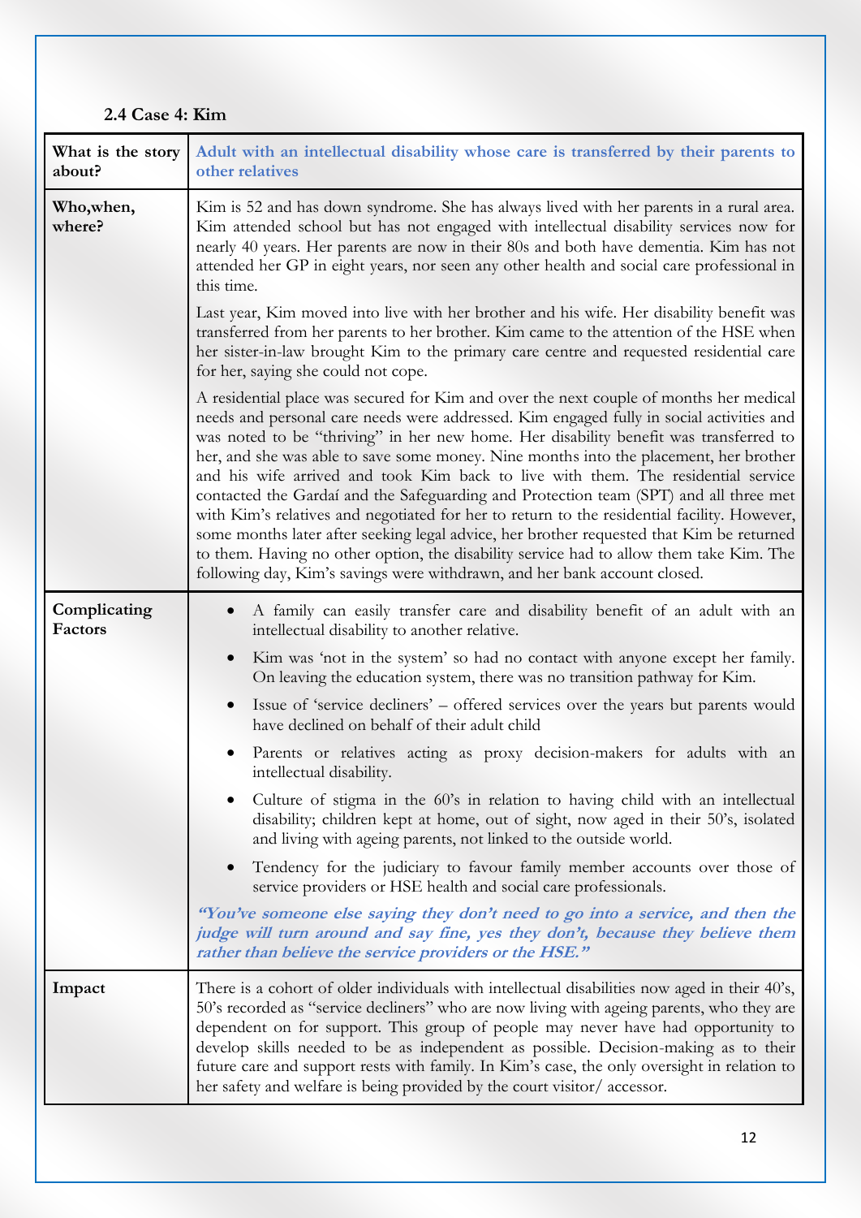### 2.4 Case 4: Kim

| What is the story about? | **Adult with an intellectual disability whose care is transferred by their parents to other relatives** |
|---|---|
| Who,when, where? | Kim is 52 and has down syndrome. She has always lived with her parents in a rural area. Kim attended school but has not engaged with intellectual disability services now for nearly 40 years. Her parents are now in their 80s and both have dementia. Kim has not attended her GP in eight years, nor seen any other health and social care professional in this time.<br><br>Last year, Kim moved into live with her brother and his wife. Her disability benefit was transferred from her parents to her brother. Kim came to the attention of the HSE when her sister-in-law brought Kim to the primary care centre and requested residential care for her, saying she could not cope.<br><br>A residential place was secured for Kim and over the next couple of months her medical needs and personal care needs were addressed. Kim engaged fully in social activities and was noted to be "thriving" in her new home. Her disability benefit was transferred to her, and she was able to save some money. Nine months into the placement, her brother and his wife arrived and took Kim back to live with them. The residential service contacted the Gardaí and the Safeguarding and Protection team (SPT) and all three met with Kim's relatives and negotiated for her to return to the residential facility. However, some months later after seeking legal advice, her brother requested that Kim be returned to them. Having no other option, the disability service had to allow them take Kim. The following day, Kim's savings were withdrawn, and her bank account closed. |
| Complicating Factors | • A family can easily transfer care and disability benefit of an adult with an intellectual disability to another relative.<br>• Kim was 'not in the system' so had no contact with anyone except her family. On leaving the education system, there was no transition pathway for Kim.<br>• Issue of 'service decliners' – offered services over the years but parents would have declined on behalf of their adult child<br>• Parents or relatives acting as proxy decision-makers for adults with an intellectual disability.<br>• Culture of stigma in the 60's in relation to having child with an intellectual disability; children kept at home, out of sight, now aged in their 50's, isolated and living with ageing parents, not linked to the outside world.<br>• Tendency for the judiciary to favour family member accounts over those of service providers or HSE health and social care professionals.<br><br>***"You've someone else saying they don't need to go into a service, and then the judge will turn around and say fine, yes they don't, because they believe them rather than believe the service providers or the HSE."*** |
| Impact | There is a cohort of older individuals with intellectual disabilities now aged in their 40's, 50's recorded as "service decliners" who are now living with ageing parents, who they are dependent on for support. This group of people may never have had opportunity to develop skills needed to be as independent as possible. Decision-making as to their future care and support rests with family. In Kim's case, the only oversight in relation to her safety and welfare is being provided by the court visitor/ accessor. |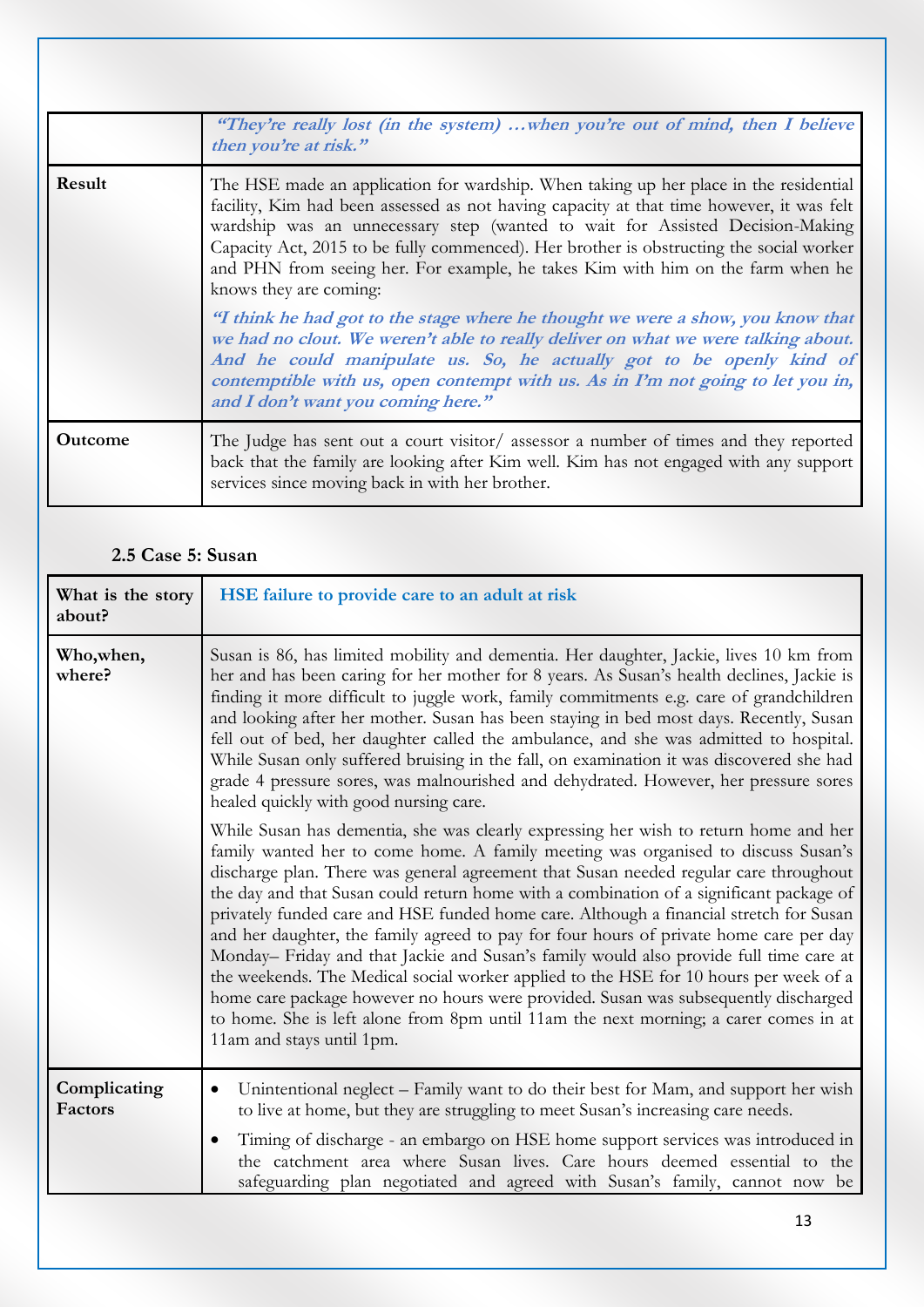| | |
|---|---|
| | ***"They're really lost (in the system) …when you're out of mind, then I believe then you're at risk."*** |
| **Result** | The HSE made an application for wardship. When taking up her place in the residential facility, Kim had been assessed as not having capacity at that time however, it was felt wardship was an unnecessary step (wanted to wait for Assisted Decision-Making Capacity Act, 2015 to be fully commenced). Her brother is obstructing the social worker and PHN from seeing her. For example, he takes Kim with him on the farm when he knows they are coming:<br><br>***"I think he had got to the stage where he thought we were a show, you know that we had no clout. We weren't able to really deliver on what we were talking about. And he could manipulate us. So, he actually got to be openly kind of contemptible with us, open contempt with us. As in I'm not going to let you in, and I don't want you coming here."*** |
| **Outcome** | The Judge has sent out a court visitor/ assessor a number of times and they reported back that the family are looking after Kim well. Kim has not engaged with any support services since moving back in with her brother. |

### 2.5 Case 5: Susan

| | |
|---|---|
| **What is the story about?** | **HSE failure to provide care to an adult at risk** |
| **Who,when, where?** | Susan is 86, has limited mobility and dementia. Her daughter, Jackie, lives 10 km from her and has been caring for her mother for 8 years. As Susan's health declines, Jackie is finding it more difficult to juggle work, family commitments e.g. care of grandchildren and looking after her mother. Susan has been staying in bed most days. Recently, Susan fell out of bed, her daughter called the ambulance, and she was admitted to hospital. While Susan only suffered bruising in the fall, on examination it was discovered she had grade 4 pressure sores, was malnourished and dehydrated. However, her pressure sores healed quickly with good nursing care.<br><br>While Susan has dementia, she was clearly expressing her wish to return home and her family wanted her to come home. A family meeting was organised to discuss Susan's discharge plan. There was general agreement that Susan needed regular care throughout the day and that Susan could return home with a combination of a significant package of privately funded care and HSE funded home care. Although a financial stretch for Susan and her daughter, the family agreed to pay for four hours of private home care per day Monday– Friday and that Jackie and Susan's family would also provide full time care at the weekends. The Medical social worker applied to the HSE for 10 hours per week of a home care package however no hours were provided. Susan was subsequently discharged to home. She is left alone from 8pm until 11am the next morning; a carer comes in at 11am and stays until 1pm. |
| **Complicating Factors** | • Unintentional neglect – Family want to do their best for Mam, and support her wish to live at home, but they are struggling to meet Susan's increasing care needs.<br>• Timing of discharge - an embargo on HSE home support services was introduced in the catchment area where Susan lives. Care hours deemed essential to the safeguarding plan negotiated and agreed with Susan's family, cannot now be |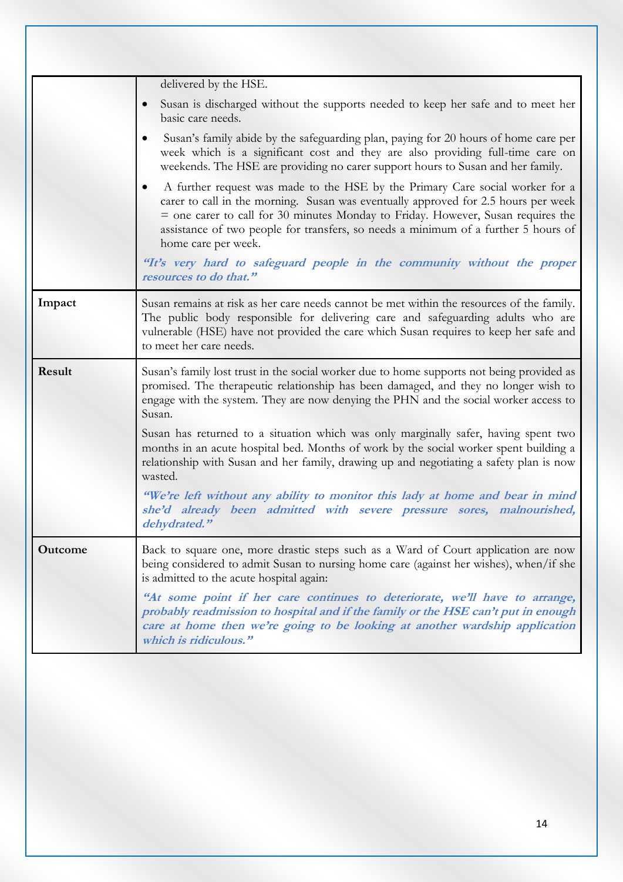| | |
|---|---|
| | delivered by the HSE.<br>• Susan is discharged without the supports needed to keep her safe and to meet her basic care needs.<br>• Susan's family abide by the safeguarding plan, paying for 20 hours of home care per week which is a significant cost and they are also providing full-time care on weekends. The HSE are providing no carer support hours to Susan and her family.<br>• A further request was made to the HSE by the Primary Care social worker for a carer to call in the morning. Susan was eventually approved for 2.5 hours per week = one carer to call for 30 minutes Monday to Friday. However, Susan requires the assistance of two people for transfers, so needs a minimum of a further 5 hours of home care per week.<br>***"It's very hard to safeguard people in the community without the proper resources to do that."*** |
| **Impact** | Susan remains at risk as her care needs cannot be met within the resources of the family. The public body responsible for delivering care and safeguarding adults who are vulnerable (HSE) have not provided the care which Susan requires to keep her safe and to meet her care needs. |
| **Result** | Susan's family lost trust in the social worker due to home supports not being provided as promised. The therapeutic relationship has been damaged, and they no longer wish to engage with the system. They are now denying the PHN and the social worker access to Susan.<br>Susan has returned to a situation which was only marginally safer, having spent two months in an acute hospital bed. Months of work by the social worker spent building a relationship with Susan and her family, drawing up and negotiating a safety plan is now wasted.<br>***"We're left without any ability to monitor this lady at home and bear in mind she'd already been admitted with severe pressure sores, malnourished, dehydrated."*** |
| **Outcome** | Back to square one, more drastic steps such as a Ward of Court application are now being considered to admit Susan to nursing home care (against her wishes), when/if she is admitted to the acute hospital again:<br>***"At some point if her care continues to deteriorate, we'll have to arrange, probably readmission to hospital and if the family or the HSE can't put in enough care at home then we're going to be looking at another wardship application which is ridiculous."*** |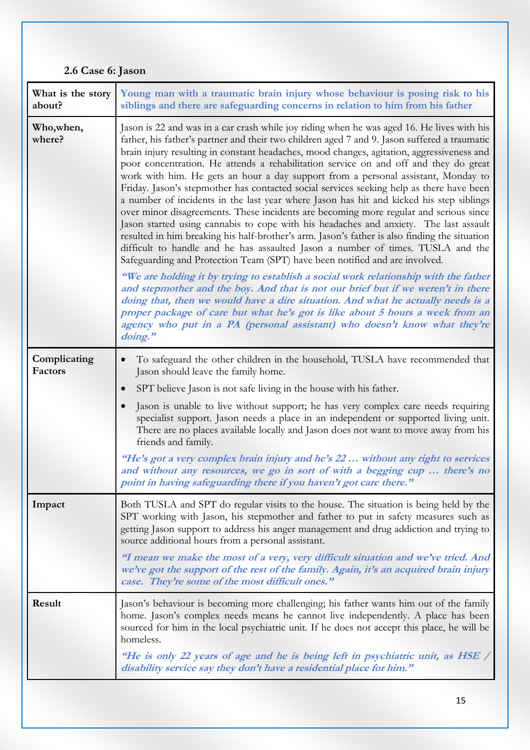### 2.6 Case 6: Jason

| | |
|---|---|
| **What is the story about?** | **Young man with a traumatic brain injury whose behaviour is posing risk to his siblings and there are safeguarding concerns in relation to him from his father** |
| **Who,when, where?** | Jason is 22 and was in a car crash while joy riding when he was aged 16. He lives with his father, his father's partner and their two children aged 7 and 9. Jason suffered a traumatic brain injury resulting in constant headaches, mood changes, agitation, aggressiveness and poor concentration. He attends a rehabilitation service on and off and they do great work with him. He gets an hour a day support from a personal assistant, Monday to Friday. Jason's stepmother has contacted social services seeking help as there have been a number of incidents in the last year where Jason has hit and kicked his step siblings over minor disagreements. These incidents are becoming more regular and serious since Jason started using cannabis to cope with his headaches and anxiety. The last assault resulted in him breaking his half-brother's arm. Jason's father is also finding the situation difficult to handle and he has assaulted Jason a number of times. TUSLA and the Safeguarding and Protection Team (SPT) have been notified and are involved.<br><br>***"We are holding it by trying to establish a social work relationship with the father and stepmother and the boy. And that is not our brief but if we weren't in there doing that, then we would have a dire situation. And what he actually needs is a proper package of care but what he's got is like about 5 hours a week from an agency who put in a PA (personal assistant) who doesn't know what they're doing."*** |
| **Complicating Factors** | • To safeguard the other children in the household, TUSLA have recommended that Jason should leave the family home.<br>• SPT believe Jason is not safe living in the house with his father.<br>• Jason is unable to live without support; he has very complex care needs requiring specialist support. Jason needs a place in an independent or supported living unit. There are no places available locally and Jason does not want to move away from his friends and family.<br><br>***"He's got a very complex brain injury and he's 22 … without any right to services and without any resources, we go in sort of with a begging cup … there's no point in having safeguarding there if you haven't got care there."*** |
| **Impact** | Both TUSLA and SPT do regular visits to the house. The situation is being held by the SPT working with Jason, his stepmother and father to put in safety measures such as getting Jason support to address his anger management and drug addiction and trying to source additional hours from a personal assistant.<br><br>***"I mean we make the most of a very, very difficult situation and we've tried. And we've got the support of the rest of the family. Again, it's an acquired brain injury case. They're some of the most difficult ones."*** |
| **Result** | Jason's behaviour is becoming more challenging; his father wants him out of the family home. Jason's complex needs means he cannot live independently. A place has been sourced for him in the local psychiatric unit. If he does not accept this place, he will be homeless.<br><br>***"He is only 22 years of age and he is being left in psychiatric unit, as HSE / disability service say they don't have a residential place for him."*** |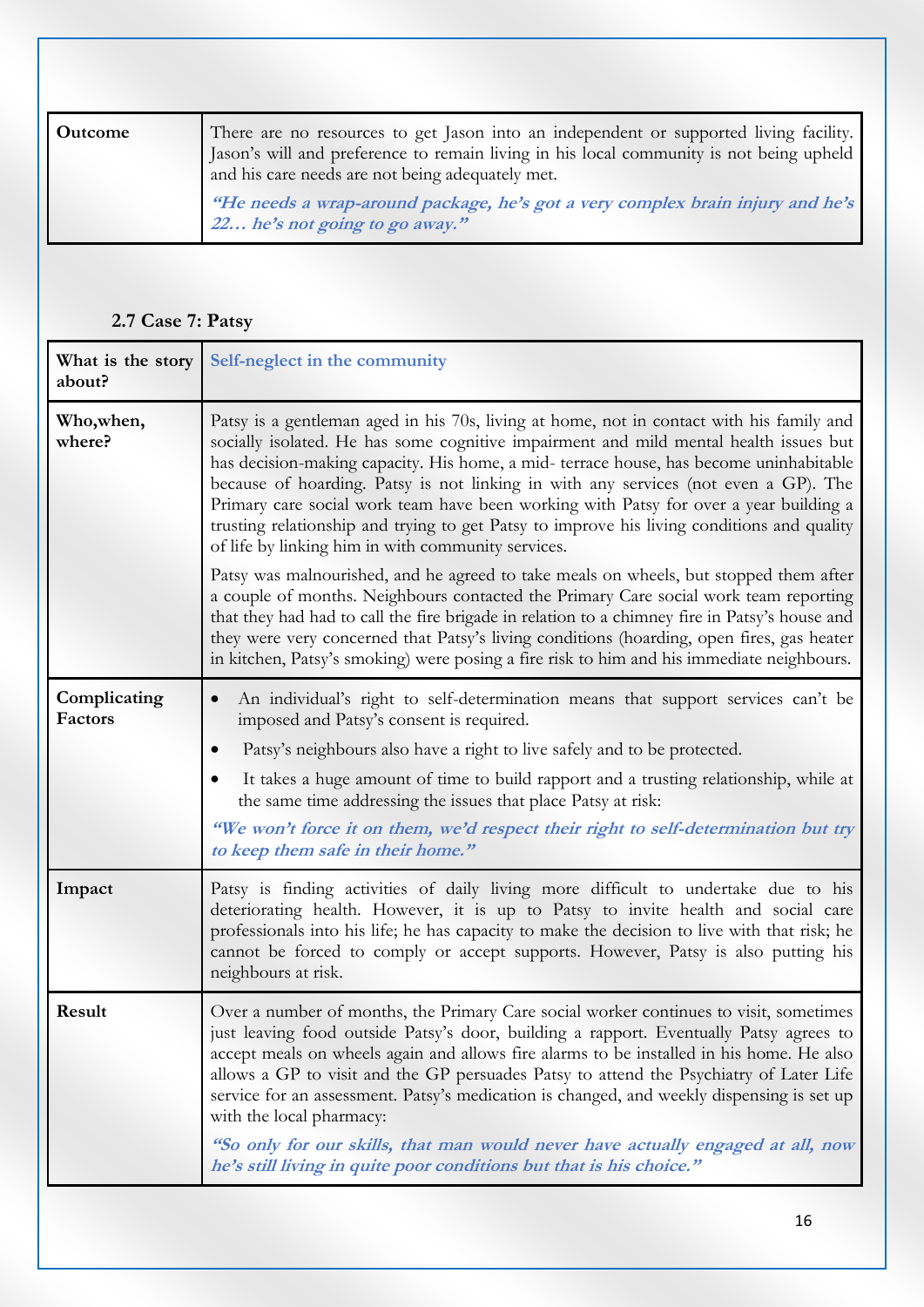| Outcome | There are no resources to get Jason into an independent or supported living facility. Jason's will and preference to remain living in his local community is not being upheld and his care needs are not being adequately met.<br><br>***"He needs a wrap-around package, he's got a very complex brain injury and he's 22… he's not going to go away."*** |
|---|---|

### 2.7 Case 7: Patsy

| **What is the story about?** | **Self-neglect in the community** |
|---|---|
| **Who,when, where?** | Patsy is a gentleman aged in his 70s, living at home, not in contact with his family and socially isolated. He has some cognitive impairment and mild mental health issues but has decision-making capacity. His home, a mid- terrace house, has become uninhabitable because of hoarding. Patsy is not linking in with any services (not even a GP). The Primary care social work team have been working with Patsy for over a year building a trusting relationship and trying to get Patsy to improve his living conditions and quality of life by linking him in with community services.<br><br>Patsy was malnourished, and he agreed to take meals on wheels, but stopped them after a couple of months. Neighbours contacted the Primary Care social work team reporting that they had had to call the fire brigade in relation to a chimney fire in Patsy's house and they were very concerned that Patsy's living conditions (hoarding, open fires, gas heater in kitchen, Patsy's smoking) were posing a fire risk to him and his immediate neighbours. |
| **Complicating Factors** | • An individual's right to self-determination means that support services can't be imposed and Patsy's consent is required.<br>• Patsy's neighbours also have a right to live safely and to be protected.<br>• It takes a huge amount of time to build rapport and a trusting relationship, while at the same time addressing the issues that place Patsy at risk:<br><br>***"We won't force it on them, we'd respect their right to self-determination but try to keep them safe in their home."*** |
| **Impact** | Patsy is finding activities of daily living more difficult to undertake due to his deteriorating health. However, it is up to Patsy to invite health and social care professionals into his life; he has capacity to make the decision to live with that risk; he cannot be forced to comply or accept supports. However, Patsy is also putting his neighbours at risk. |
| **Result** | Over a number of months, the Primary Care social worker continues to visit, sometimes just leaving food outside Patsy's door, building a rapport. Eventually Patsy agrees to accept meals on wheels again and allows fire alarms to be installed in his home. He also allows a GP to visit and the GP persuades Patsy to attend the Psychiatry of Later Life service for an assessment. Patsy's medication is changed, and weekly dispensing is set up with the local pharmacy:<br><br>***"So only for our skills, that man would never have actually engaged at all, now he's still living in quite poor conditions but that is his choice."*** |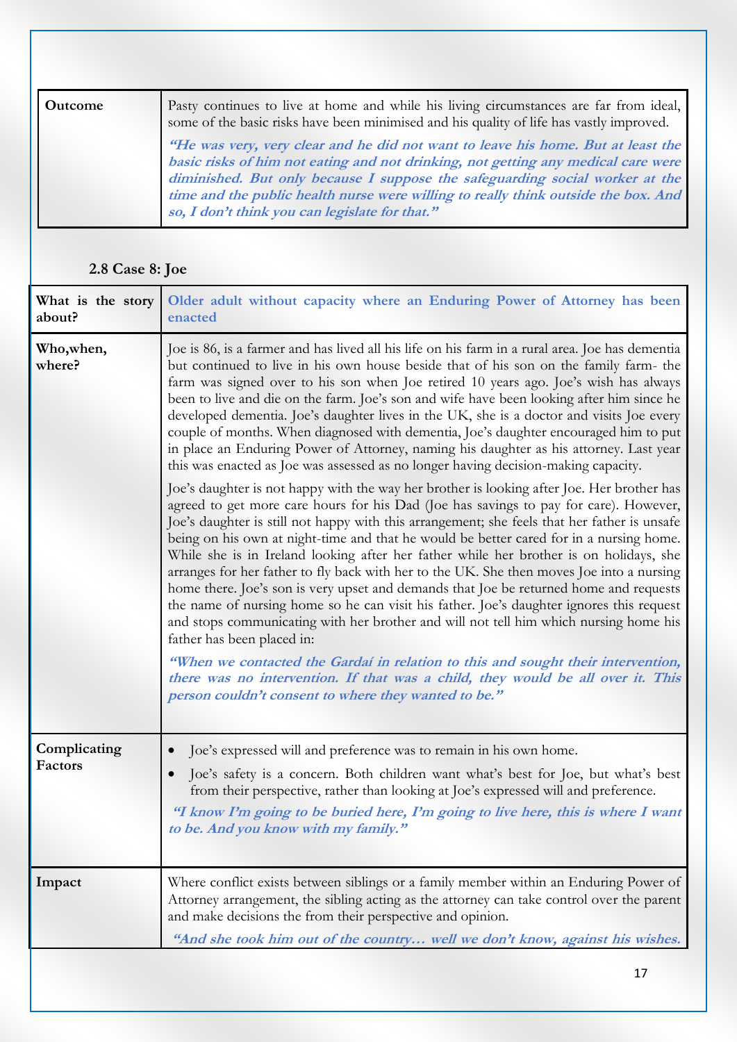| Outcome | Pasty continues to live at home and while his living circumstances are far from ideal, some of the basic risks have been minimised and his quality of life has vastly improved.<br><br>***"He was very, very clear and he did not want to leave his home. But at least the basic risks of him not eating and not drinking, not getting any medical care were diminished. But only because I suppose the safeguarding social worker at the time and the public health nurse were willing to really think outside the box. And so, I don't think you can legislate for that."*** |
|---|---|

### 2.8 Case 8: Joe

| What is the story about? | **Older adult without capacity where an Enduring Power of Attorney has been enacted** |
|---|---|
| Who,when, where? | Joe is 86, is a farmer and has lived all his life on his farm in a rural area. Joe has dementia but continued to live in his own house beside that of his son on the family farm- the farm was signed over to his son when Joe retired 10 years ago. Joe's wish has always been to live and die on the farm. Joe's son and wife have been looking after him since he developed dementia. Joe's daughter lives in the UK, she is a doctor and visits Joe every couple of months. When diagnosed with dementia, Joe's daughter encouraged him to put in place an Enduring Power of Attorney, naming his daughter as his attorney. Last year this was enacted as Joe was assessed as no longer having decision-making capacity.<br><br>Joe's daughter is not happy with the way her brother is looking after Joe. Her brother has agreed to get more care hours for his Dad (Joe has savings to pay for care). However, Joe's daughter is still not happy with this arrangement; she feels that her father is unsafe being on his own at night-time and that he would be better cared for in a nursing home. While she is in Ireland looking after her father while her brother is on holidays, she arranges for her father to fly back with her to the UK. She then moves Joe into a nursing home there. Joe's son is very upset and demands that Joe be returned home and requests the name of nursing home so he can visit his father. Joe's daughter ignores this request and stops communicating with her brother and will not tell him which nursing home his father has been placed in:<br><br>***"When we contacted the Gardaí in relation to this and sought their intervention, there was no intervention. If that was a child, they would be all over it. This person couldn't consent to where they wanted to be."*** |
| Complicating Factors | • Joe's expressed will and preference was to remain in his own home.<br>• Joe's safety is a concern. Both children want what's best for Joe, but what's best from their perspective, rather than looking at Joe's expressed will and preference.<br><br>***"I know I'm going to be buried here, I'm going to live here, this is where I want to be. And you know with my family."*** |
| Impact | Where conflict exists between siblings or a family member within an Enduring Power of Attorney arrangement, the sibling acting as the attorney can take control over the parent and make decisions the from their perspective and opinion.<br><br>***"And she took him out of the country… well we don't know, against his wishes.*** |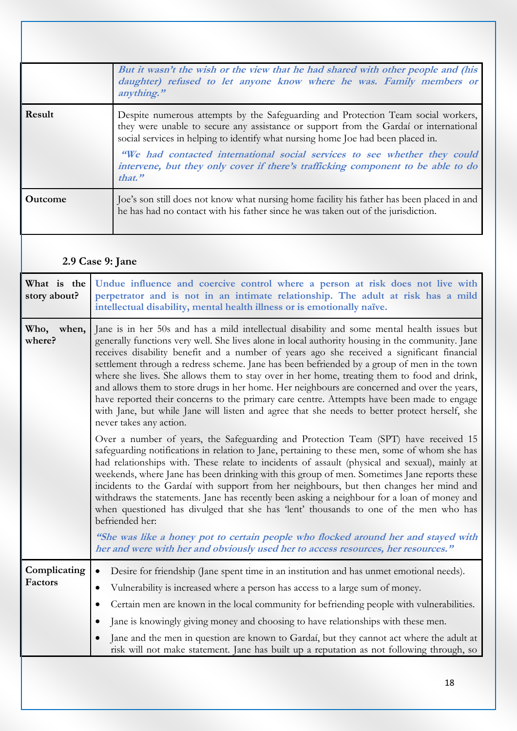| | |
|---|---|
| | ***But it wasn't the wish or the view that he had shared with other people and (his daughter) refused to let anyone know where he was. Family members or anything."*** |
| **Result** | Despite numerous attempts by the Safeguarding and Protection Team social workers, they were unable to secure any assistance or support from the Gardaí or international social services in helping to identify what nursing home Joe had been placed in.<br>***"We had contacted international social services to see whether they could intervene, but they only cover if there's trafficking component to be able to do that."*** |
| **Outcome** | Joe's son still does not know what nursing home facility his father has been placed in and he has had no contact with his father since he was taken out of the jurisdiction. |

### 2.9 Case 9: Jane

| | |
|---|---|
| **What is the story about?** | **Undue influence and coercive control where a person at risk does not live with perpetrator and is not in an intimate relationship. The adult at risk has a mild intellectual disability, mental health illness or is emotionally naïve.** |
| **Who, when, where?** | Jane is in her 50s and has a mild intellectual disability and some mental health issues but generally functions very well. She lives alone in local authority housing in the community. Jane receives disability benefit and a number of years ago she received a significant financial settlement through a redress scheme. Jane has been befriended by a group of men in the town where she lives. She allows them to stay over in her home, treating them to food and drink, and allows them to store drugs in her home. Her neighbours are concerned and over the years, have reported their concerns to the primary care centre. Attempts have been made to engage with Jane, but while Jane will listen and agree that she needs to better protect herself, she never takes any action.<br>Over a number of years, the Safeguarding and Protection Team (SPT) have received 15 safeguarding notifications in relation to Jane, pertaining to these men, some of whom she has had relationships with. These relate to incidents of assault (physical and sexual), mainly at weekends, where Jane has been drinking with this group of men. Sometimes Jane reports these incidents to the Gardaí with support from her neighbours, but then changes her mind and withdraws the statements. Jane has recently been asking a neighbour for a loan of money and when questioned has divulged that she has 'lent' thousands to one of the men who has befriended her:<br>***"She was like a honey pot to certain people who flocked around her and stayed with her and were with her and obviously used her to access resources, her resources."*** |
| **Complicating Factors** | • Desire for friendship (Jane spent time in an institution and has unmet emotional needs).<br>• Vulnerability is increased where a person has access to a large sum of money.<br>• Certain men are known in the local community for befriending people with vulnerabilities.<br>• Jane is knowingly giving money and choosing to have relationships with these men.<br>• Jane and the men in question are known to Gardaí, but they cannot act where the adult at risk will not make statement. Jane has built up a reputation as not following through, so |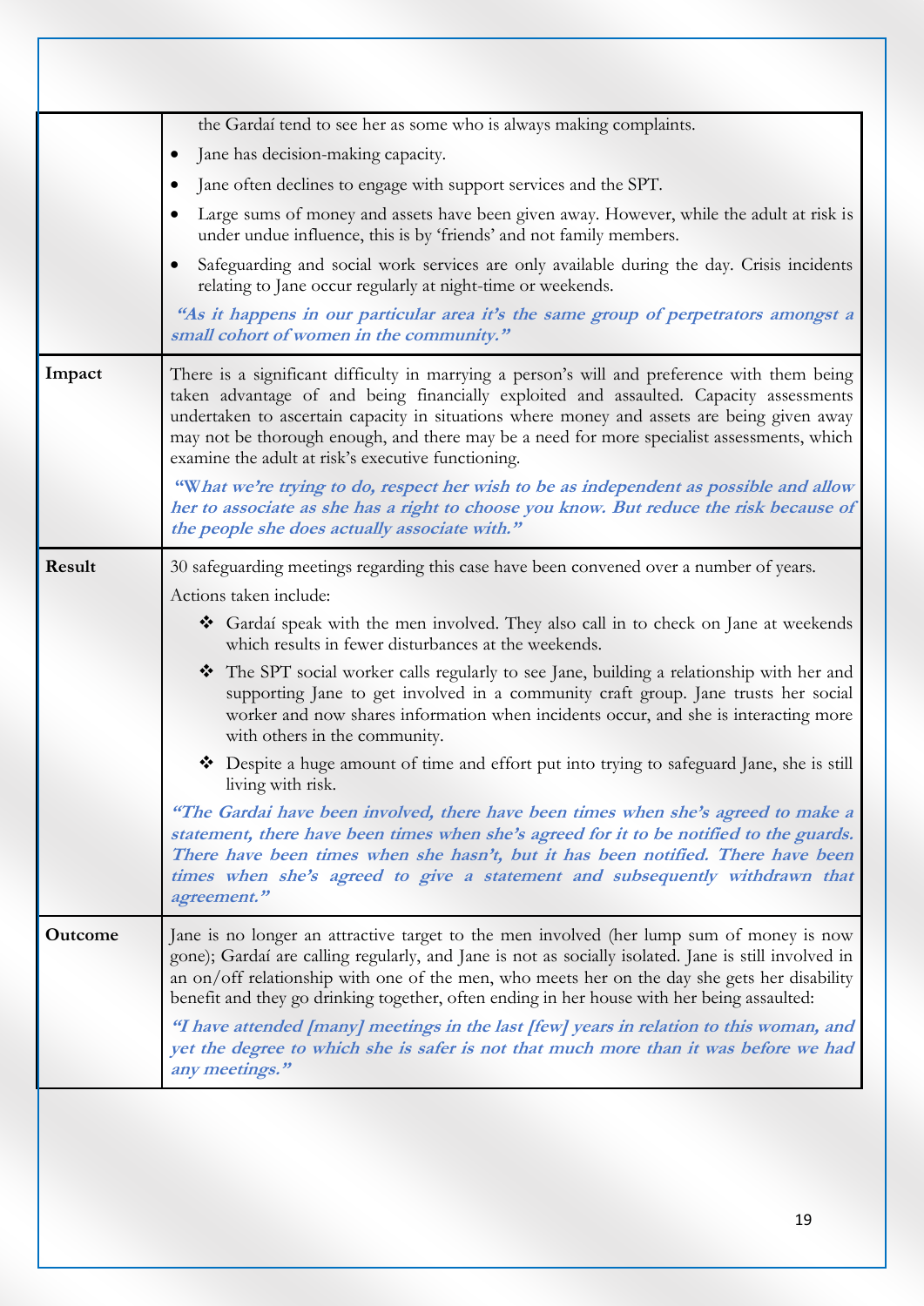| | |
|---|---|
| | the Gardaí tend to see her as some who is always making complaints.<br>• Jane has decision-making capacity.<br>• Jane often declines to engage with support services and the SPT.<br>• Large sums of money and assets have been given away. However, while the adult at risk is under undue influence, this is by 'friends' and not family members.<br>• Safeguarding and social work services are only available during the day. Crisis incidents relating to Jane occur regularly at night-time or weekends.<br>***"As it happens in our particular area it's the same group of perpetrators amongst a small cohort of women in the community."*** |
| **Impact** | There is a significant difficulty in marrying a person's will and preference with them being taken advantage of and being financially exploited and assaulted. Capacity assessments undertaken to ascertain capacity in situations where money and assets are being given away may not be thorough enough, and there may be a need for more specialist assessments, which examine the adult at risk's executive functioning.<br>***"What we're trying to do, respect her wish to be as independent as possible and allow her to associate as she has a right to choose you know. But reduce the risk because of the people she does actually associate with."*** |
| **Result** | 30 safeguarding meetings regarding this case have been convened over a number of years.<br>Actions taken include:<br>❖ Gardaí speak with the men involved. They also call in to check on Jane at weekends which results in fewer disturbances at the weekends.<br>❖ The SPT social worker calls regularly to see Jane, building a relationship with her and supporting Jane to get involved in a community craft group. Jane trusts her social worker and now shares information when incidents occur, and she is interacting more with others in the community.<br>❖ Despite a huge amount of time and effort put into trying to safeguard Jane, she is still living with risk.<br>***"The Gardai have been involved, there have been times when she's agreed to make a statement, there have been times when she's agreed for it to be notified to the guards. There have been times when she hasn't, but it has been notified. There have been times when she's agreed to give a statement and subsequently withdrawn that agreement."*** |
| **Outcome** | Jane is no longer an attractive target to the men involved (her lump sum of money is now gone); Gardaí are calling regularly, and Jane is not as socially isolated. Jane is still involved in an on/off relationship with one of the men, who meets her on the day she gets her disability benefit and they go drinking together, often ending in her house with her being assaulted:<br>***"I have attended [many] meetings in the last [few] years in relation to this woman, and yet the degree to which she is safer is not that much more than it was before we had any meetings."*** |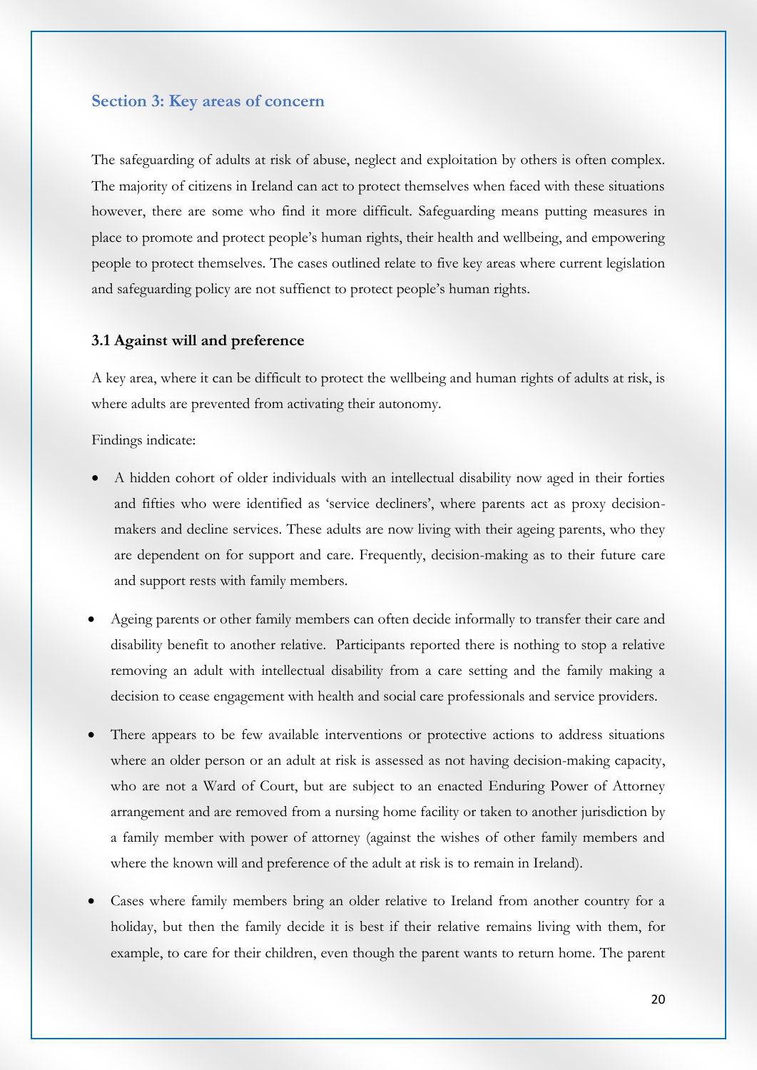## Section 3: Key areas of concern

The safeguarding of adults at risk of abuse, neglect and exploitation by others is often complex. The majority of citizens in Ireland can act to protect themselves when faced with these situations however, there are some who find it more difficult. Safeguarding means putting measures in place to promote and protect people's human rights, their health and wellbeing, and empowering people to protect themselves. The cases outlined relate to five key areas where current legislation and safeguarding policy are not suffienct to protect people's human rights.

### 3.1 Against will and preference

A key area, where it can be difficult to protect the wellbeing and human rights of adults at risk, is where adults are prevented from activating their autonomy.

Findings indicate:

- A hidden cohort of older individuals with an intellectual disability now aged in their forties and fifties who were identified as 'service decliners', where parents act as proxy decision-makers and decline services. These adults are now living with their ageing parents, who they are dependent on for support and care. Frequently, decision-making as to their future care and support rests with family members.
- Ageing parents or other family members can often decide informally to transfer their care and disability benefit to another relative. Participants reported there is nothing to stop a relative removing an adult with intellectual disability from a care setting and the family making a decision to cease engagement with health and social care professionals and service providers.
- There appears to be few available interventions or protective actions to address situations where an older person or an adult at risk is assessed as not having decision-making capacity, who are not a Ward of Court, but are subject to an enacted Enduring Power of Attorney arrangement and are removed from a nursing home facility or taken to another jurisdiction by a family member with power of attorney (against the wishes of other family members and where the known will and preference of the adult at risk is to remain in Ireland).
- Cases where family members bring an older relative to Ireland from another country for a holiday, but then the family decide it is best if their relative remains living with them, for example, to care for their children, even though the parent wants to return home. The parent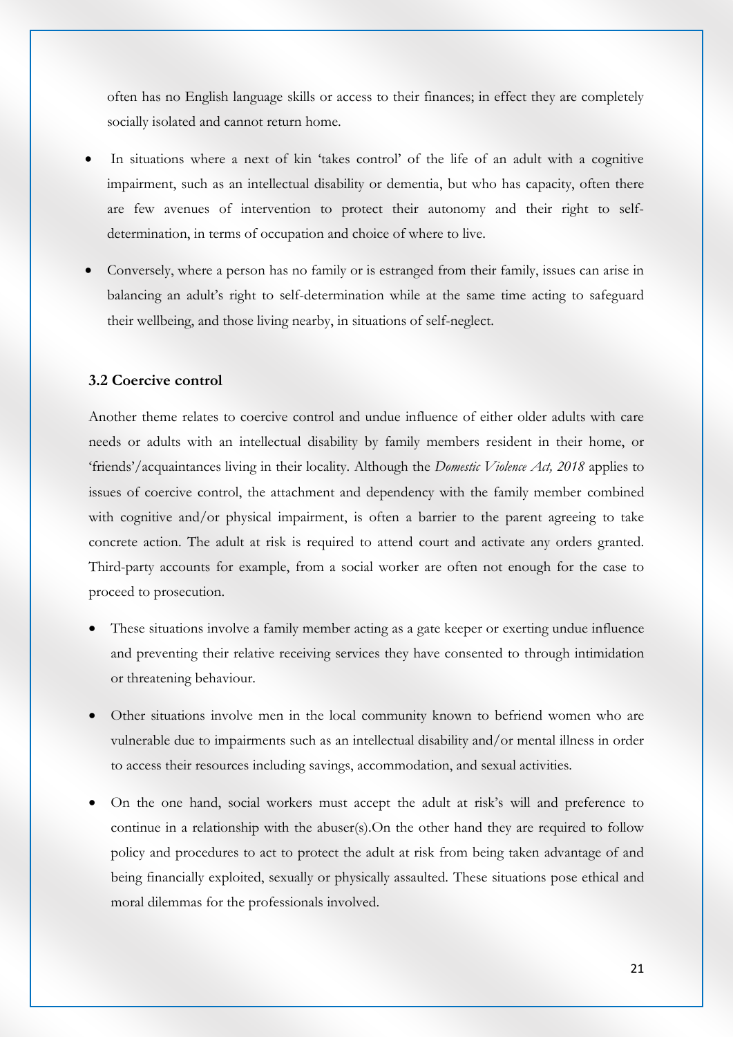often has no English language skills or access to their finances; in effect they are completely socially isolated and cannot return home.

- In situations where a next of kin 'takes control' of the life of an adult with a cognitive impairment, such as an intellectual disability or dementia, but who has capacity, often there are few avenues of intervention to protect their autonomy and their right to self-determination, in terms of occupation and choice of where to live.
- Conversely, where a person has no family or is estranged from their family, issues can arise in balancing an adult's right to self-determination while at the same time acting to safeguard their wellbeing, and those living nearby, in situations of self-neglect.

### 3.2 Coercive control

Another theme relates to coercive control and undue influence of either older adults with care needs or adults with an intellectual disability by family members resident in their home, or 'friends'/acquaintances living in their locality. Although the *Domestic Violence Act, 2018* applies to issues of coercive control, the attachment and dependency with the family member combined with cognitive and/or physical impairment, is often a barrier to the parent agreeing to take concrete action. The adult at risk is required to attend court and activate any orders granted. Third-party accounts for example, from a social worker are often not enough for the case to proceed to prosecution.

- These situations involve a family member acting as a gate keeper or exerting undue influence and preventing their relative receiving services they have consented to through intimidation or threatening behaviour.
- Other situations involve men in the local community known to befriend women who are vulnerable due to impairments such as an intellectual disability and/or mental illness in order to access their resources including savings, accommodation, and sexual activities.
- On the one hand, social workers must accept the adult at risk's will and preference to continue in a relationship with the abuser(s).On the other hand they are required to follow policy and procedures to act to protect the adult at risk from being taken advantage of and being financially exploited, sexually or physically assaulted. These situations pose ethical and moral dilemmas for the professionals involved.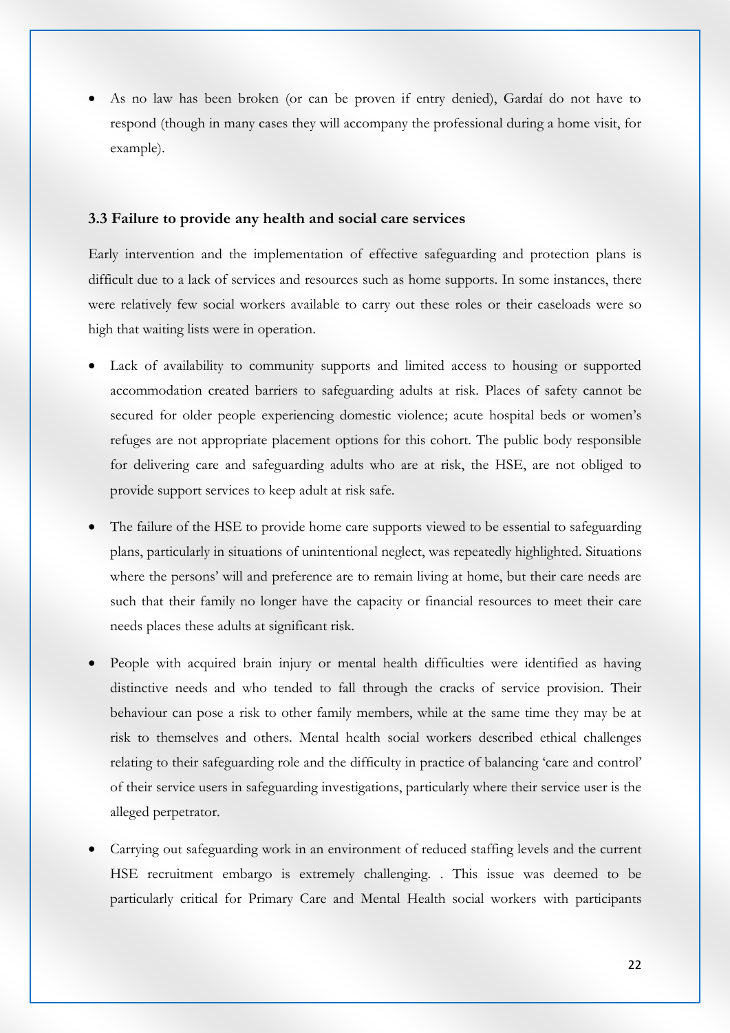- As no law has been broken (or can be proven if entry denied), Gardaí do not have to respond (though in many cases they will accompany the professional during a home visit, for example).

### 3.3 Failure to provide any health and social care services

Early intervention and the implementation of effective safeguarding and protection plans is difficult due to a lack of services and resources such as home supports. In some instances, there were relatively few social workers available to carry out these roles or their caseloads were so high that waiting lists were in operation.

- Lack of availability to community supports and limited access to housing or supported accommodation created barriers to safeguarding adults at risk. Places of safety cannot be secured for older people experiencing domestic violence; acute hospital beds or women's refuges are not appropriate placement options for this cohort. The public body responsible for delivering care and safeguarding adults who are at risk, the HSE, are not obliged to provide support services to keep adult at risk safe.
- The failure of the HSE to provide home care supports viewed to be essential to safeguarding plans, particularly in situations of unintentional neglect, was repeatedly highlighted. Situations where the persons' will and preference are to remain living at home, but their care needs are such that their family no longer have the capacity or financial resources to meet their care needs places these adults at significant risk.
- People with acquired brain injury or mental health difficulties were identified as having distinctive needs and who tended to fall through the cracks of service provision. Their behaviour can pose a risk to other family members, while at the same time they may be at risk to themselves and others. Mental health social workers described ethical challenges relating to their safeguarding role and the difficulty in practice of balancing 'care and control' of their service users in safeguarding investigations, particularly where their service user is the alleged perpetrator.
- Carrying out safeguarding work in an environment of reduced staffing levels and the current HSE recruitment embargo is extremely challenging. . This issue was deemed to be particularly critical for Primary Care and Mental Health social workers with participants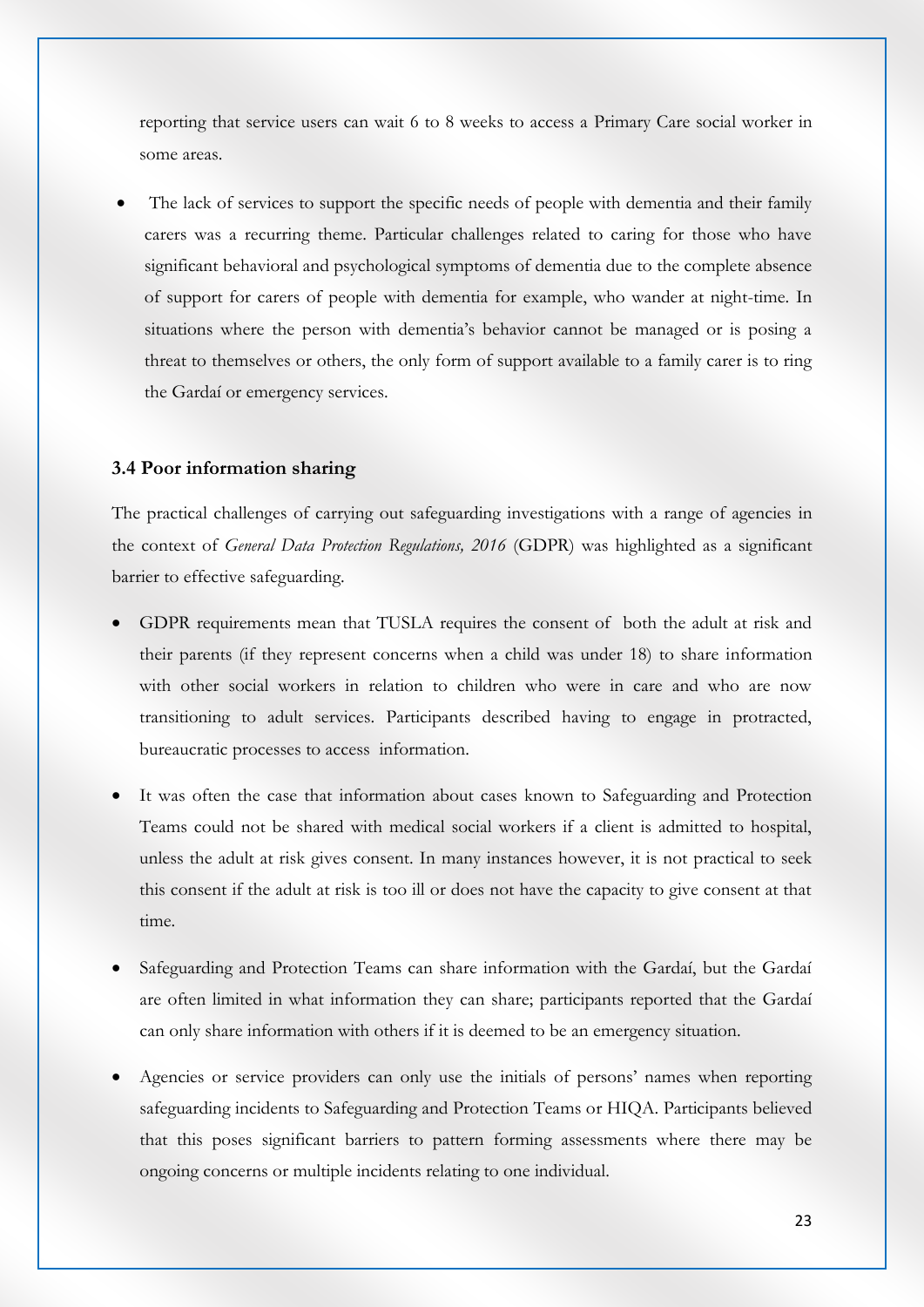reporting that service users can wait 6 to 8 weeks to access a Primary Care social worker in some areas.

- The lack of services to support the specific needs of people with dementia and their family carers was a recurring theme. Particular challenges related to caring for those who have significant behavioral and psychological symptoms of dementia due to the complete absence of support for carers of people with dementia for example, who wander at night-time. In situations where the person with dementia's behavior cannot be managed or is posing a threat to themselves or others, the only form of support available to a family carer is to ring the Gardaí or emergency services.

### 3.4 Poor information sharing

The practical challenges of carrying out safeguarding investigations with a range of agencies in the context of *General Data Protection Regulations, 2016* (GDPR) was highlighted as a significant barrier to effective safeguarding.

- GDPR requirements mean that TUSLA requires the consent of both the adult at risk and their parents (if they represent concerns when a child was under 18) to share information with other social workers in relation to children who were in care and who are now transitioning to adult services. Participants described having to engage in protracted, bureaucratic processes to access information.
- It was often the case that information about cases known to Safeguarding and Protection Teams could not be shared with medical social workers if a client is admitted to hospital, unless the adult at risk gives consent. In many instances however, it is not practical to seek this consent if the adult at risk is too ill or does not have the capacity to give consent at that time.
- Safeguarding and Protection Teams can share information with the Gardaí, but the Gardaí are often limited in what information they can share; participants reported that the Gardaí can only share information with others if it is deemed to be an emergency situation.
- Agencies or service providers can only use the initials of persons' names when reporting safeguarding incidents to Safeguarding and Protection Teams or HIQA. Participants believed that this poses significant barriers to pattern forming assessments where there may be ongoing concerns or multiple incidents relating to one individual.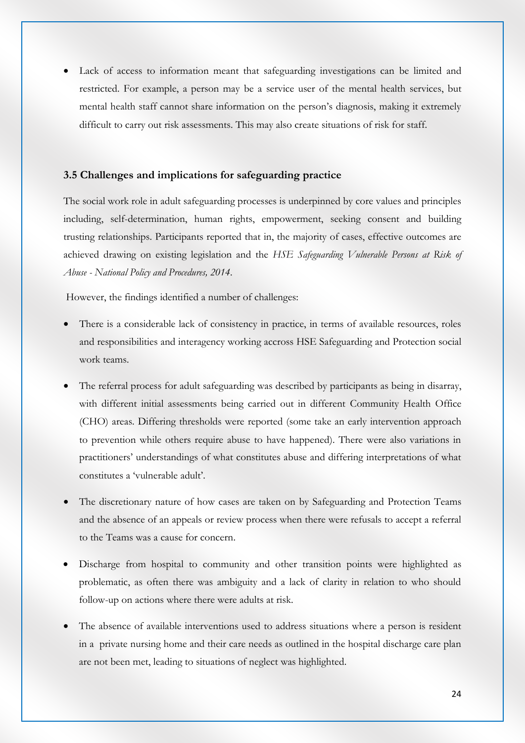- Lack of access to information meant that safeguarding investigations can be limited and restricted. For example, a person may be a service user of the mental health services, but mental health staff cannot share information on the person's diagnosis, making it extremely difficult to carry out risk assessments. This may also create situations of risk for staff.

### 3.5 Challenges and implications for safeguarding practice

The social work role in adult safeguarding processes is underpinned by core values and principles including, self-determination, human rights, empowerment, seeking consent and building trusting relationships. Participants reported that in, the majority of cases, effective outcomes are achieved drawing on existing legislation and the *HSE Safeguarding Vulnerable Persons at Risk of Abuse - National Policy and Procedures, 2014*.

However, the findings identified a number of challenges:

- There is a considerable lack of consistency in practice, in terms of available resources, roles and responsibilities and interagency working accross HSE Safeguarding and Protection social work teams.
- The referral process for adult safeguarding was described by participants as being in disarray, with different initial assessments being carried out in different Community Health Office (CHO) areas. Differing thresholds were reported (some take an early intervention approach to prevention while others require abuse to have happened). There were also variations in practitioners' understandings of what constitutes abuse and differing interpretations of what constitutes a 'vulnerable adult'.
- The discretionary nature of how cases are taken on by Safeguarding and Protection Teams and the absence of an appeals or review process when there were refusals to accept a referral to the Teams was a cause for concern.
- Discharge from hospital to community and other transition points were highlighted as problematic, as often there was ambiguity and a lack of clarity in relation to who should follow-up on actions where there were adults at risk.
- The absence of available interventions used to address situations where a person is resident in a private nursing home and their care needs as outlined in the hospital discharge care plan are not been met, leading to situations of neglect was highlighted.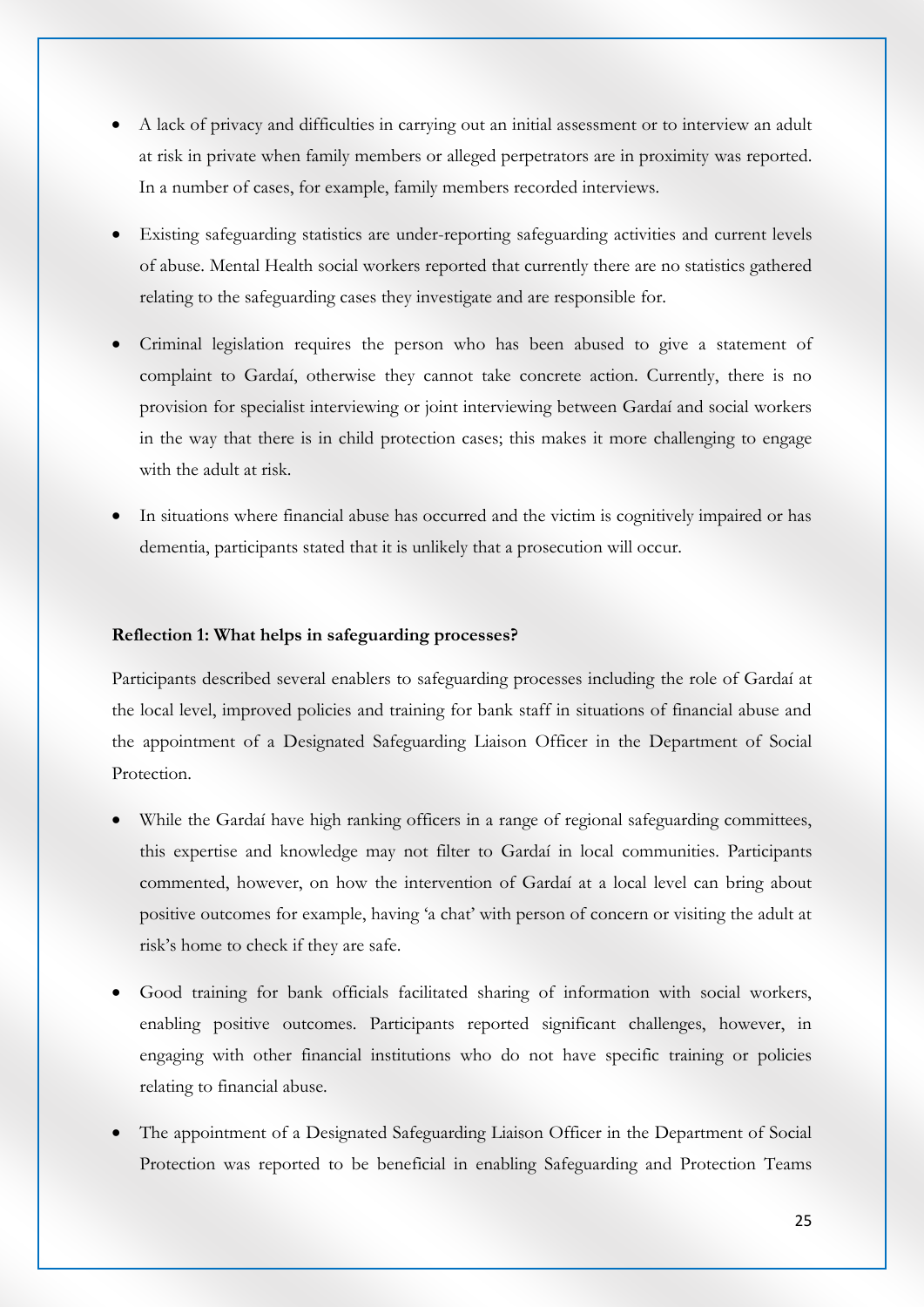- A lack of privacy and difficulties in carrying out an initial assessment or to interview an adult at risk in private when family members or alleged perpetrators are in proximity was reported. In a number of cases, for example, family members recorded interviews.
- Existing safeguarding statistics are under-reporting safeguarding activities and current levels of abuse. Mental Health social workers reported that currently there are no statistics gathered relating to the safeguarding cases they investigate and are responsible for.
- Criminal legislation requires the person who has been abused to give a statement of complaint to Gardaí, otherwise they cannot take concrete action. Currently, there is no provision for specialist interviewing or joint interviewing between Gardaí and social workers in the way that there is in child protection cases; this makes it more challenging to engage with the adult at risk.
- In situations where financial abuse has occurred and the victim is cognitively impaired or has dementia, participants stated that it is unlikely that a prosecution will occur.

**Reflection 1: What helps in safeguarding processes?**

Participants described several enablers to safeguarding processes including the role of Gardaí at the local level, improved policies and training for bank staff in situations of financial abuse and the appointment of a Designated Safeguarding Liaison Officer in the Department of Social Protection.

- While the Gardaí have high ranking officers in a range of regional safeguarding committees, this expertise and knowledge may not filter to Gardaí in local communities. Participants commented, however, on how the intervention of Gardaí at a local level can bring about positive outcomes for example, having 'a chat' with person of concern or visiting the adult at risk's home to check if they are safe.
- Good training for bank officials facilitated sharing of information with social workers, enabling positive outcomes. Participants reported significant challenges, however, in engaging with other financial institutions who do not have specific training or policies relating to financial abuse.
- The appointment of a Designated Safeguarding Liaison Officer in the Department of Social Protection was reported to be beneficial in enabling Safeguarding and Protection Teams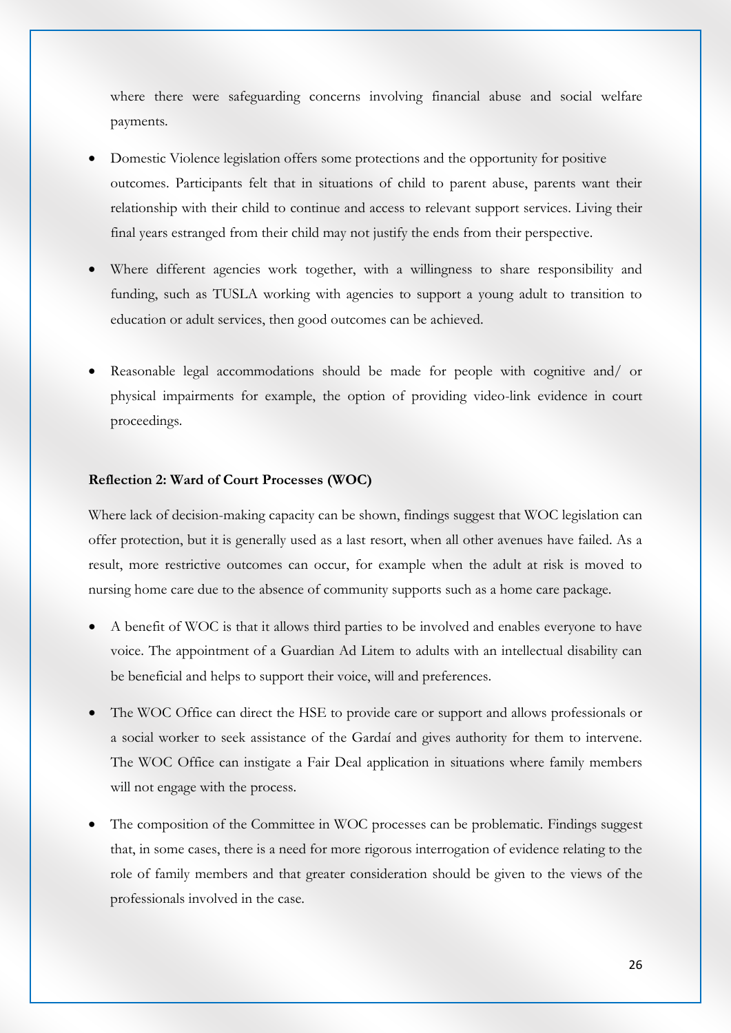where there were safeguarding concerns involving financial abuse and social welfare payments.

- Domestic Violence legislation offers some protections and the opportunity for positive outcomes. Participants felt that in situations of child to parent abuse, parents want their relationship with their child to continue and access to relevant support services. Living their final years estranged from their child may not justify the ends from their perspective.

- Where different agencies work together, with a willingness to share responsibility and funding, such as TUSLA working with agencies to support a young adult to transition to education or adult services, then good outcomes can be achieved.

- Reasonable legal accommodations should be made for people with cognitive and/ or physical impairments for example, the option of providing video-link evidence in court proceedings.

**Reflection 2: Ward of Court Processes (WOC)**

Where lack of decision-making capacity can be shown, findings suggest that WOC legislation can offer protection, but it is generally used as a last resort, when all other avenues have failed. As a result, more restrictive outcomes can occur, for example when the adult at risk is moved to nursing home care due to the absence of community supports such as a home care package.

- A benefit of WOC is that it allows third parties to be involved and enables everyone to have voice. The appointment of a Guardian Ad Litem to adults with an intellectual disability can be beneficial and helps to support their voice, will and preferences.

- The WOC Office can direct the HSE to provide care or support and allows professionals or a social worker to seek assistance of the Gardaí and gives authority for them to intervene. The WOC Office can instigate a Fair Deal application in situations where family members will not engage with the process.

- The composition of the Committee in WOC processes can be problematic. Findings suggest that, in some cases, there is a need for more rigorous interrogation of evidence relating to the role of family members and that greater consideration should be given to the views of the professionals involved in the case.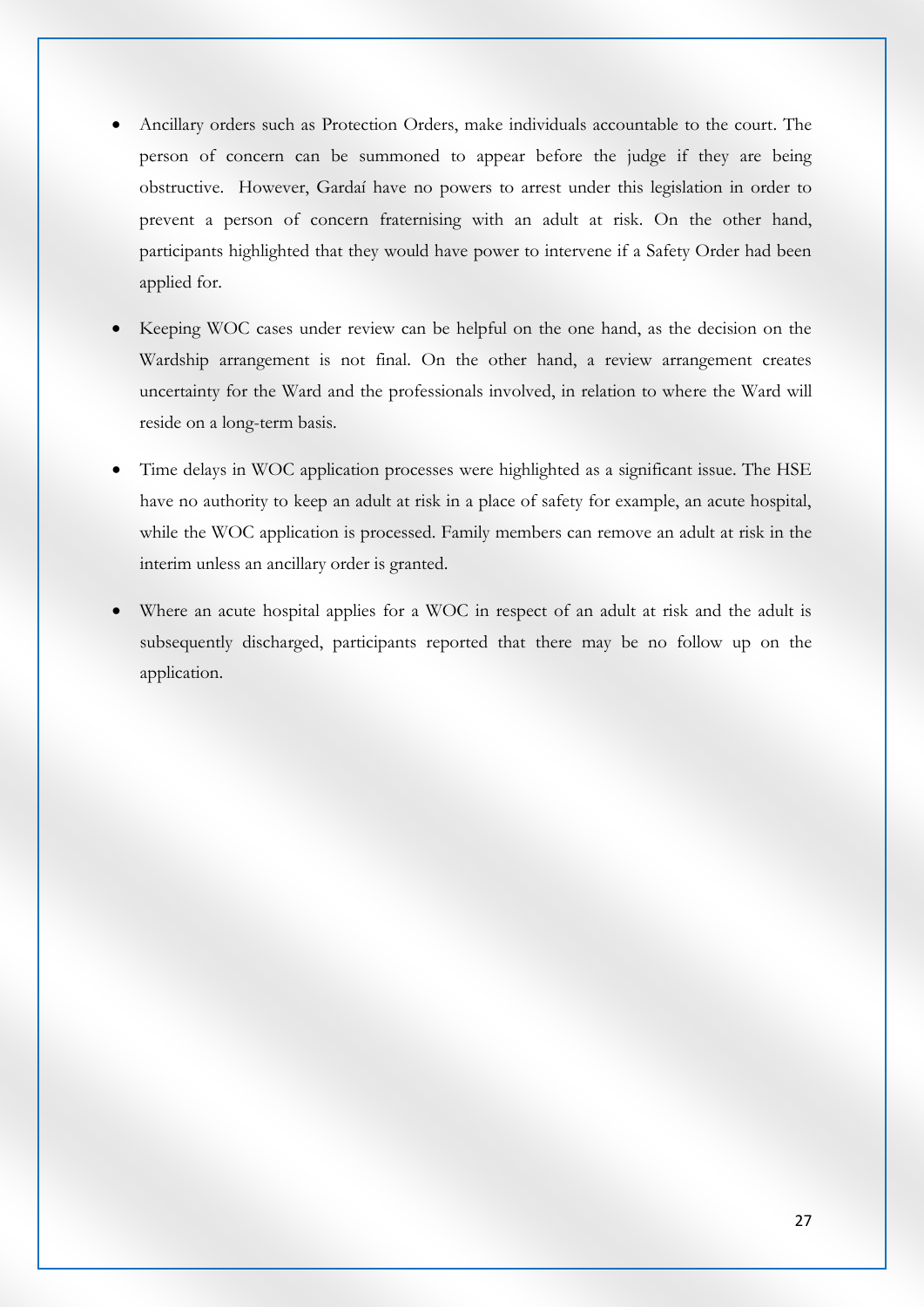- Ancillary orders such as Protection Orders, make individuals accountable to the court. The person of concern can be summoned to appear before the judge if they are being obstructive. However, Gardaí have no powers to arrest under this legislation in order to prevent a person of concern fraternising with an adult at risk. On the other hand, participants highlighted that they would have power to intervene if a Safety Order had been applied for.

- Keeping WOC cases under review can be helpful on the one hand, as the decision on the Wardship arrangement is not final. On the other hand, a review arrangement creates uncertainty for the Ward and the professionals involved, in relation to where the Ward will reside on a long-term basis.

- Time delays in WOC application processes were highlighted as a significant issue. The HSE have no authority to keep an adult at risk in a place of safety for example, an acute hospital, while the WOC application is processed. Family members can remove an adult at risk in the interim unless an ancillary order is granted.

- Where an acute hospital applies for a WOC in respect of an adult at risk and the adult is subsequently discharged, participants reported that there may be no follow up on the application.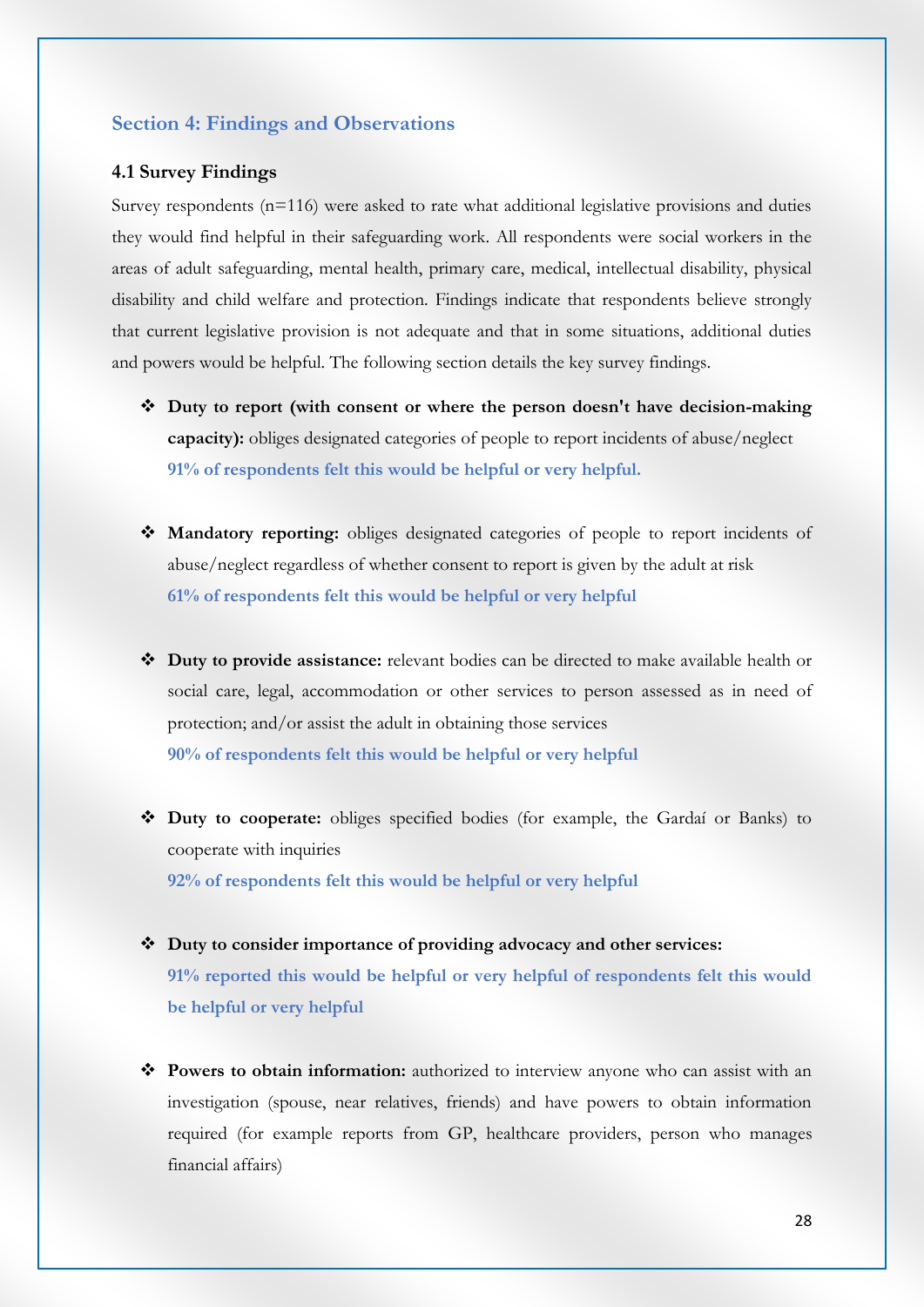## Section 4: Findings and Observations

### 4.1 Survey Findings

Survey respondents (n=116) were asked to rate what additional legislative provisions and duties they would find helpful in their safeguarding work. All respondents were social workers in the areas of adult safeguarding, mental health, primary care, medical, intellectual disability, physical disability and child welfare and protection. Findings indicate that respondents believe strongly that current legislative provision is not adequate and that in some situations, additional duties and powers would be helpful. The following section details the key survey findings.

- **Duty to report (with consent or where the person doesn't have decision-making capacity):** obliges designated categories of people to report incidents of abuse/neglect
  **91% of respondents felt this would be helpful or very helpful.**

- **Mandatory reporting:** obliges designated categories of people to report incidents of abuse/neglect regardless of whether consent to report is given by the adult at risk
  **61% of respondents felt this would be helpful or very helpful**

- **Duty to provide assistance:** relevant bodies can be directed to make available health or social care, legal, accommodation or other services to person assessed as in need of protection; and/or assist the adult in obtaining those services
  **90% of respondents felt this would be helpful or very helpful**

- **Duty to cooperate:** obliges specified bodies (for example, the Gardaí or Banks) to cooperate with inquiries
  **92% of respondents felt this would be helpful or very helpful**

- **Duty to consider importance of providing advocacy and other services:**
  **91% reported this would be helpful or very helpful of respondents felt this would be helpful or very helpful**

- **Powers to obtain information:** authorized to interview anyone who can assist with an investigation (spouse, near relatives, friends) and have powers to obtain information required (for example reports from GP, healthcare providers, person who manages financial affairs)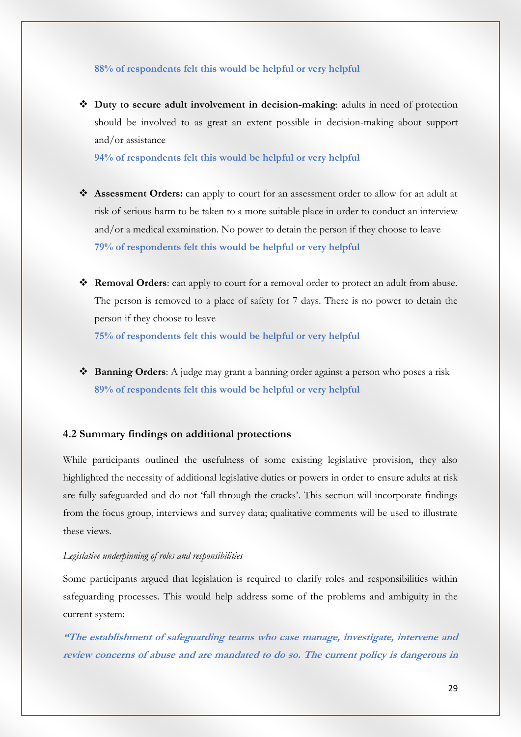**88% of respondents felt this would be helpful or very helpful**

- **Duty to secure adult involvement in decision-making**: adults in need of protection should be involved to as great an extent possible in decision-making about support and/or assistance
  **94% of respondents felt this would be helpful or very helpful**

- **Assessment Orders:** can apply to court for an assessment order to allow for an adult at risk of serious harm to be taken to a more suitable place in order to conduct an interview and/or a medical examination. No power to detain the person if they choose to leave
  **79% of respondents felt this would be helpful or very helpful**

- **Removal Orders**: can apply to court for a removal order to protect an adult from abuse. The person is removed to a place of safety for 7 days. There is no power to detain the person if they choose to leave
  **75% of respondents felt this would be helpful or very helpful**

- **Banning Orders**: A judge may grant a banning order against a person who poses a risk
  **89% of respondents felt this would be helpful or very helpful**

### 4.2 Summary findings on additional protections

While participants outlined the usefulness of some existing legislative provision, they also highlighted the necessity of additional legislative duties or powers in order to ensure adults at risk are fully safeguarded and do not 'fall through the cracks'. This section will incorporate findings from the focus group, interviews and survey data; qualitative comments will be used to illustrate these views.

*Legislative underpinning of roles and responsibilities*

Some participants argued that legislation is required to clarify roles and responsibilities within safeguarding processes. This would help address some of the problems and ambiguity in the current system:

***"The establishment of safeguarding teams who case manage, investigate, intervene and review concerns of abuse and are mandated to do so. The current policy is dangerous in***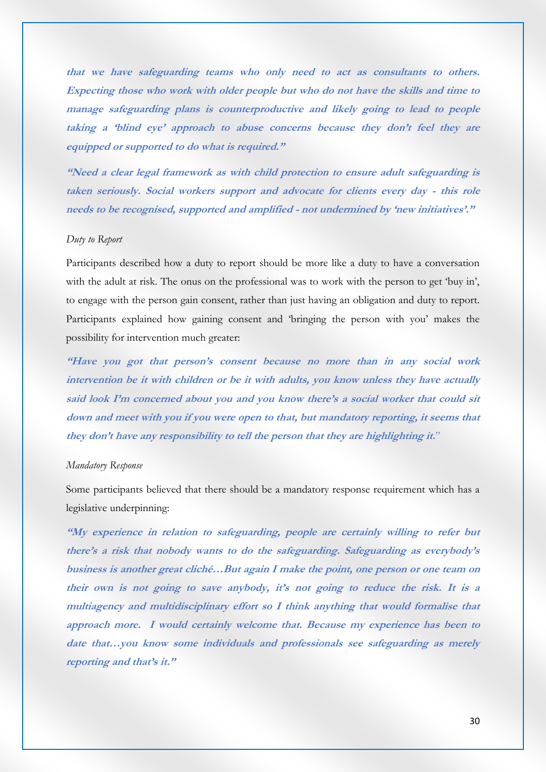**that we have safeguarding teams who only need to act as consultants to others. Expecting those who work with older people but who do not have the skills and time to manage safeguarding plans is counterproductive and likely going to lead to people taking a 'blind eye' approach to abuse concerns because they don't feel they are equipped or supported to do what is required."**

**"Need a clear legal framework as with child protection to ensure adult safeguarding is taken seriously. Social workers support and advocate for clients every day - this role needs to be recognised, supported and amplified - not undermined by 'new initiatives'."**

*Duty to Report*

Participants described how a duty to report should be more like a duty to have a conversation with the adult at risk. The onus on the professional was to work with the person to get 'buy in', to engage with the person gain consent, rather than just having an obligation and duty to report. Participants explained how gaining consent and 'bringing the person with you' makes the possibility for intervention much greater:

**"Have you got that person's consent because no more than in any social work intervention be it with children or be it with adults, you know unless they have actually said look I'm concerned about you and you know there's a social worker that could sit down and meet with you if you were open to that, but mandatory reporting, it seems that they don't have any responsibility to tell the person that they are highlighting it.**"

*Mandatory Response*

Some participants believed that there should be a mandatory response requirement which has a legislative underpinning:

**"My experience in relation to safeguarding, people are certainly willing to refer but there's a risk that nobody wants to do the safeguarding. Safeguarding as everybody's business is another great cliché…But again I make the point, one person or one team on their own is not going to save anybody, it's not going to reduce the risk. It is a multiagency and multidisciplinary effort so I think anything that would formalise that approach more. I would certainly welcome that. Because my experience has been to date that…you know some individuals and professionals see safeguarding as merely reporting and that's it."**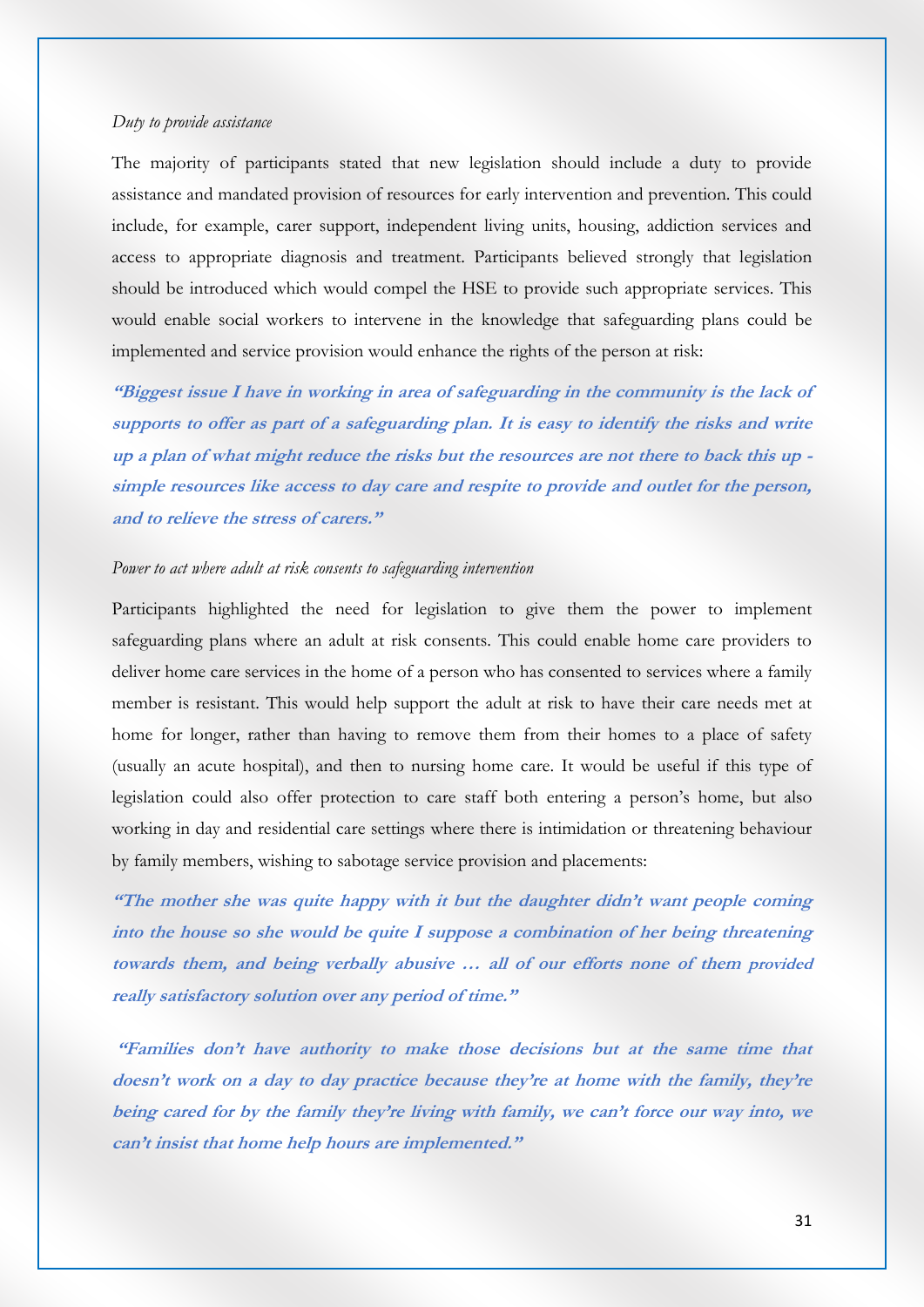*Duty to provide assistance*

The majority of participants stated that new legislation should include a duty to provide assistance and mandated provision of resources for early intervention and prevention. This could include, for example, carer support, independent living units, housing, addiction services and access to appropriate diagnosis and treatment. Participants believed strongly that legislation should be introduced which would compel the HSE to provide such appropriate services. This would enable social workers to intervene in the knowledge that safeguarding plans could be implemented and service provision would enhance the rights of the person at risk:

***"Biggest issue I have in working in area of safeguarding in the community is the lack of supports to offer as part of a safeguarding plan. It is easy to identify the risks and write up a plan of what might reduce the risks but the resources are not there to back this up - simple resources like access to day care and respite to provide and outlet for the person, and to relieve the stress of carers."***

*Power to act where adult at risk consents to safeguarding intervention*

Participants highlighted the need for legislation to give them the power to implement safeguarding plans where an adult at risk consents. This could enable home care providers to deliver home care services in the home of a person who has consented to services where a family member is resistant. This would help support the adult at risk to have their care needs met at home for longer, rather than having to remove them from their homes to a place of safety (usually an acute hospital), and then to nursing home care. It would be useful if this type of legislation could also offer protection to care staff both entering a person's home, but also working in day and residential care settings where there is intimidation or threatening behaviour by family members, wishing to sabotage service provision and placements:

***"The mother she was quite happy with it but the daughter didn't want people coming into the house so she would be quite I suppose a combination of her being threatening towards them, and being verbally abusive … all of our efforts none of them provided really satisfactory solution over any period of time."***

***"Families don't have authority to make those decisions but at the same time that doesn't work on a day to day practice because they're at home with the family, they're being cared for by the family they're living with family, we can't force our way into, we can't insist that home help hours are implemented."***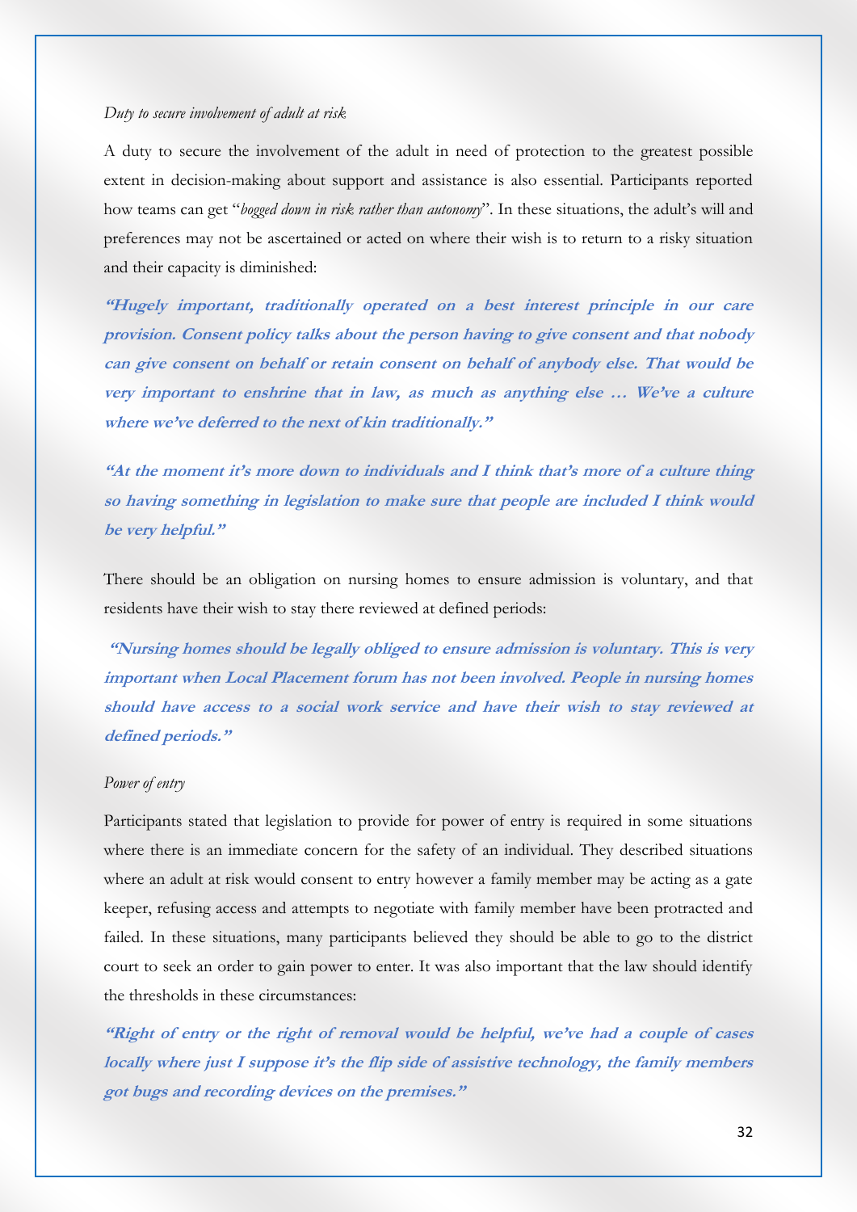*Duty to secure involvement of adult at risk*

A duty to secure the involvement of the adult in need of protection to the greatest possible extent in decision-making about support and assistance is also essential. Participants reported how teams can get "*bogged down in risk rather than autonomy*". In these situations, the adult's will and preferences may not be ascertained or acted on where their wish is to return to a risky situation and their capacity is diminished:

***"Hugely important, traditionally operated on a best interest principle in our care provision. Consent policy talks about the person having to give consent and that nobody can give consent on behalf or retain consent on behalf of anybody else. That would be very important to enshrine that in law, as much as anything else … We've a culture where we've deferred to the next of kin traditionally."***

***"At the moment it's more down to individuals and I think that's more of a culture thing so having something in legislation to make sure that people are included I think would be very helpful."***

There should be an obligation on nursing homes to ensure admission is voluntary, and that residents have their wish to stay there reviewed at defined periods:

***"Nursing homes should be legally obliged to ensure admission is voluntary. This is very important when Local Placement forum has not been involved. People in nursing homes should have access to a social work service and have their wish to stay reviewed at defined periods."***

*Power of entry*

Participants stated that legislation to provide for power of entry is required in some situations where there is an immediate concern for the safety of an individual. They described situations where an adult at risk would consent to entry however a family member may be acting as a gate keeper, refusing access and attempts to negotiate with family member have been protracted and failed. In these situations, many participants believed they should be able to go to the district court to seek an order to gain power to enter. It was also important that the law should identify the thresholds in these circumstances:

***"Right of entry or the right of removal would be helpful, we've had a couple of cases locally where just I suppose it's the flip side of assistive technology, the family members got bugs and recording devices on the premises."***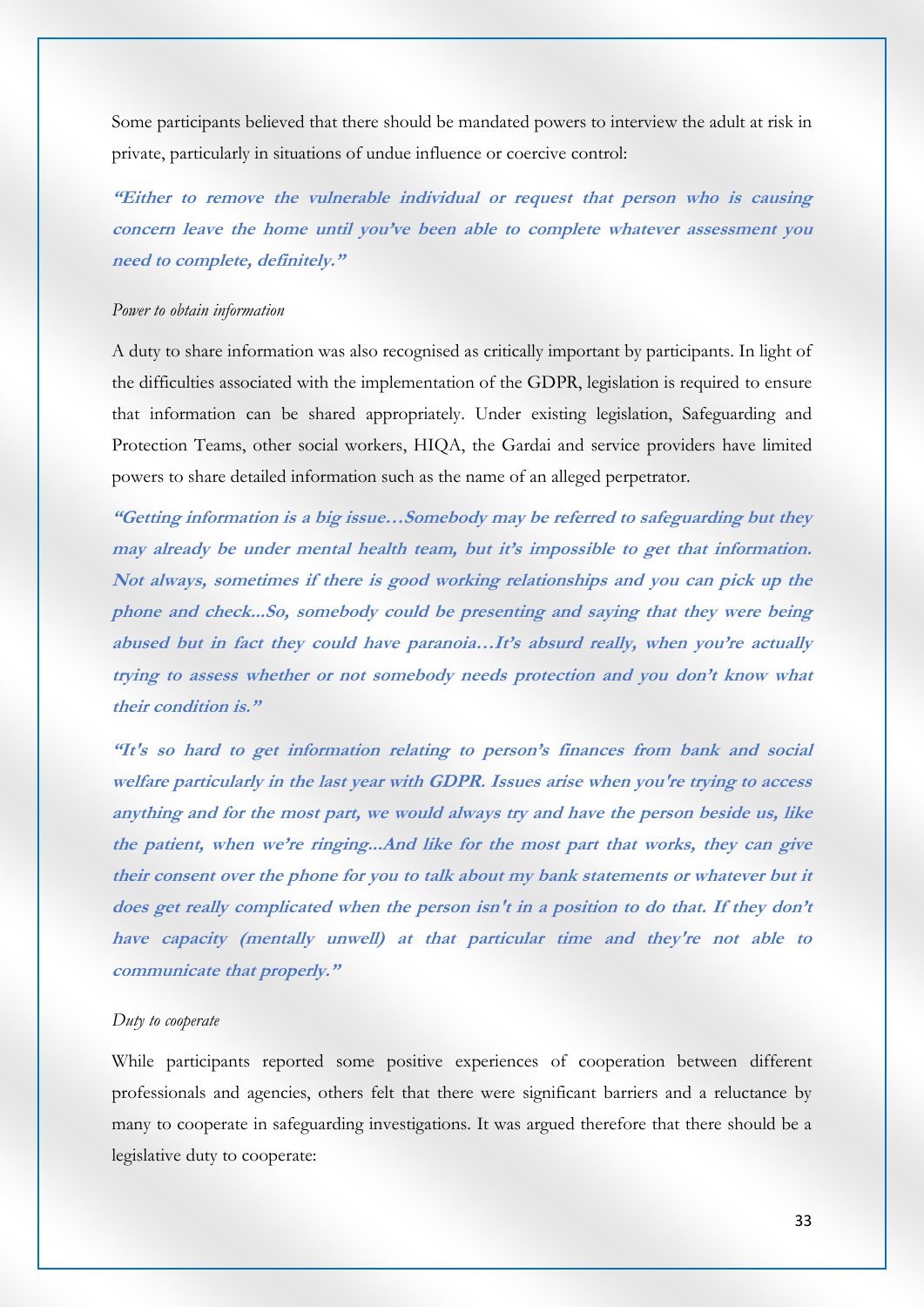Some participants believed that there should be mandated powers to interview the adult at risk in private, particularly in situations of undue influence or coercive control:

***"Either to remove the vulnerable individual or request that person who is causing concern leave the home until you've been able to complete whatever assessment you need to complete, definitely."***

*Power to obtain information*

A duty to share information was also recognised as critically important by participants. In light of the difficulties associated with the implementation of the GDPR, legislation is required to ensure that information can be shared appropriately. Under existing legislation, Safeguarding and Protection Teams, other social workers, HIQA, the Gardai and service providers have limited powers to share detailed information such as the name of an alleged perpetrator.

***"Getting information is a big issue…Somebody may be referred to safeguarding but they may already be under mental health team, but it's impossible to get that information. Not always, sometimes if there is good working relationships and you can pick up the phone and check...So, somebody could be presenting and saying that they were being abused but in fact they could have paranoia…It's absurd really, when you're actually trying to assess whether or not somebody needs protection and you don't know what their condition is."***

***"It's so hard to get information relating to person's finances from bank and social welfare particularly in the last year with GDPR. Issues arise when you're trying to access anything and for the most part, we would always try and have the person beside us, like the patient, when we're ringing...And like for the most part that works, they can give their consent over the phone for you to talk about my bank statements or whatever but it does get really complicated when the person isn't in a position to do that. If they don't have capacity (mentally unwell) at that particular time and they're not able to communicate that properly."***

*Duty to cooperate*

While participants reported some positive experiences of cooperation between different professionals and agencies, others felt that there were significant barriers and a reluctance by many to cooperate in safeguarding investigations. It was argued therefore that there should be a legislative duty to cooperate: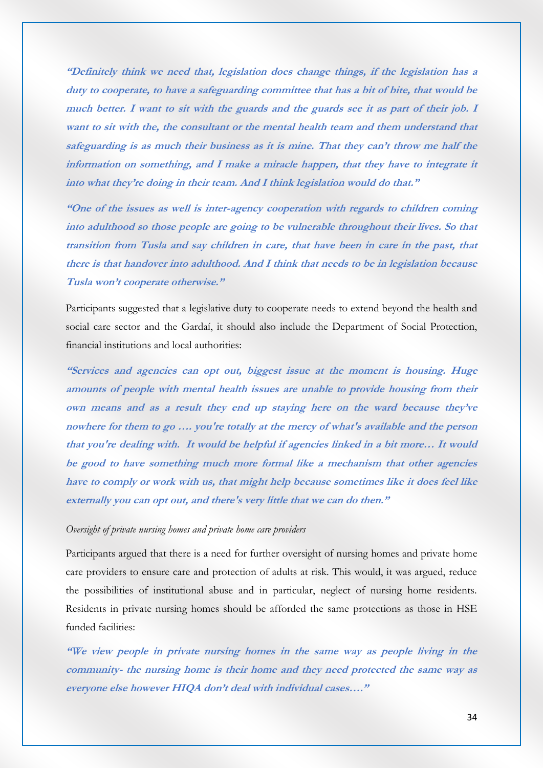***"Definitely think we need that, legislation does change things, if the legislation has a duty to cooperate, to have a safeguarding committee that has a bit of bite, that would be much better. I want to sit with the guards and the guards see it as part of their job. I want to sit with the, the consultant or the mental health team and them understand that safeguarding is as much their business as it is mine. That they can't throw me half the information on something, and I make a miracle happen, that they have to integrate it into what they're doing in their team. And I think legislation would do that."***

***"One of the issues as well is inter-agency cooperation with regards to children coming into adulthood so those people are going to be vulnerable throughout their lives. So that transition from Tusla and say children in care, that have been in care in the past, that there is that handover into adulthood. And I think that needs to be in legislation because Tusla won't cooperate otherwise."***

Participants suggested that a legislative duty to cooperate needs to extend beyond the health and social care sector and the Gardaí, it should also include the Department of Social Protection, financial institutions and local authorities:

***"Services and agencies can opt out, biggest issue at the moment is housing. Huge amounts of people with mental health issues are unable to provide housing from their own means and as a result they end up staying here on the ward because they've nowhere for them to go …. you're totally at the mercy of what's available and the person that you're dealing with. It would be helpful if agencies linked in a bit more… It would be good to have something much more formal like a mechanism that other agencies have to comply or work with us, that might help because sometimes like it does feel like externally you can opt out, and there's very little that we can do then."***

*Oversight of private nursing homes and private home care providers*

Participants argued that there is a need for further oversight of nursing homes and private home care providers to ensure care and protection of adults at risk. This would, it was argued, reduce the possibilities of institutional abuse and in particular, neglect of nursing home residents. Residents in private nursing homes should be afforded the same protections as those in HSE funded facilities:

***"We view people in private nursing homes in the same way as people living in the community- the nursing home is their home and they need protected the same way as everyone else however HIQA don't deal with individual cases…."***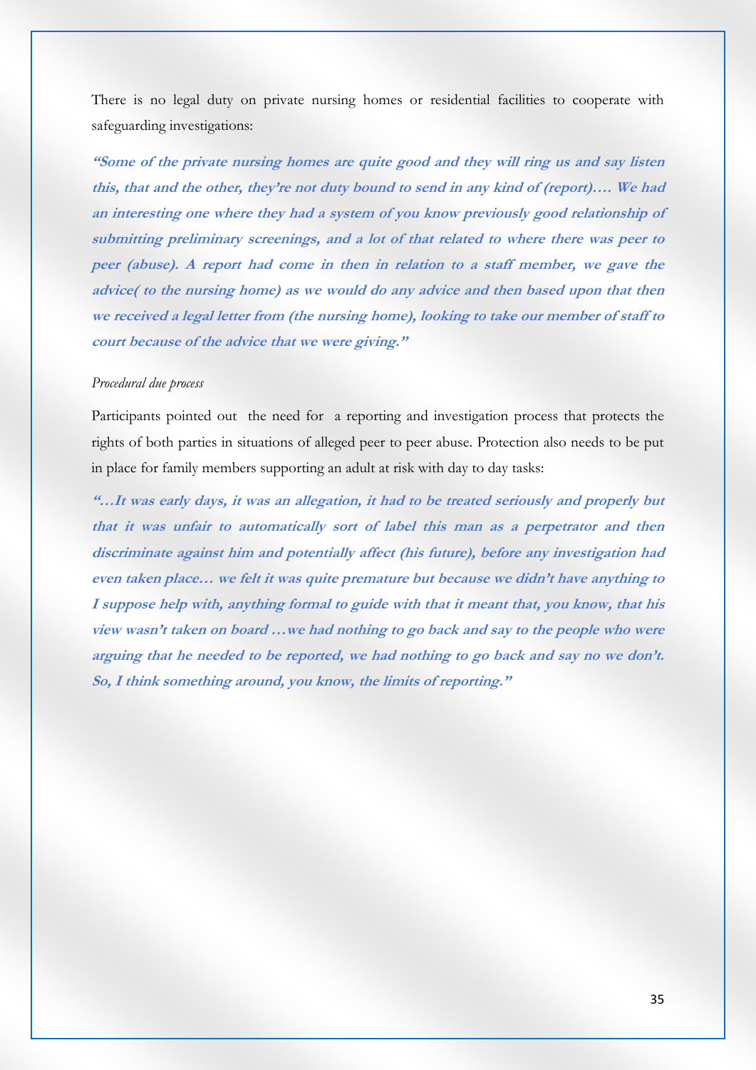There is no legal duty on private nursing homes or residential facilities to cooperate with safeguarding investigations:

***"Some of the private nursing homes are quite good and they will ring us and say listen this, that and the other, they're not duty bound to send in any kind of (report)…. We had an interesting one where they had a system of you know previously good relationship of submitting preliminary screenings, and a lot of that related to where there was peer to peer (abuse). A report had come in then in relation to a staff member, we gave the advice( to the nursing home) as we would do any advice and then based upon that then we received a legal letter from (the nursing home), looking to take our member of staff to court because of the advice that we were giving."***

*Procedural due process*

Participants pointed out the need for a reporting and investigation process that protects the rights of both parties in situations of alleged peer to peer abuse. Protection also needs to be put in place for family members supporting an adult at risk with day to day tasks:

***"…It was early days, it was an allegation, it had to be treated seriously and properly but that it was unfair to automatically sort of label this man as a perpetrator and then discriminate against him and potentially affect (his future), before any investigation had even taken place… we felt it was quite premature but because we didn't have anything to I suppose help with, anything formal to guide with that it meant that, you know, that his view wasn't taken on board …we had nothing to go back and say to the people who were arguing that he needed to be reported, we had nothing to go back and say no we don't. So, I think something around, you know, the limits of reporting."***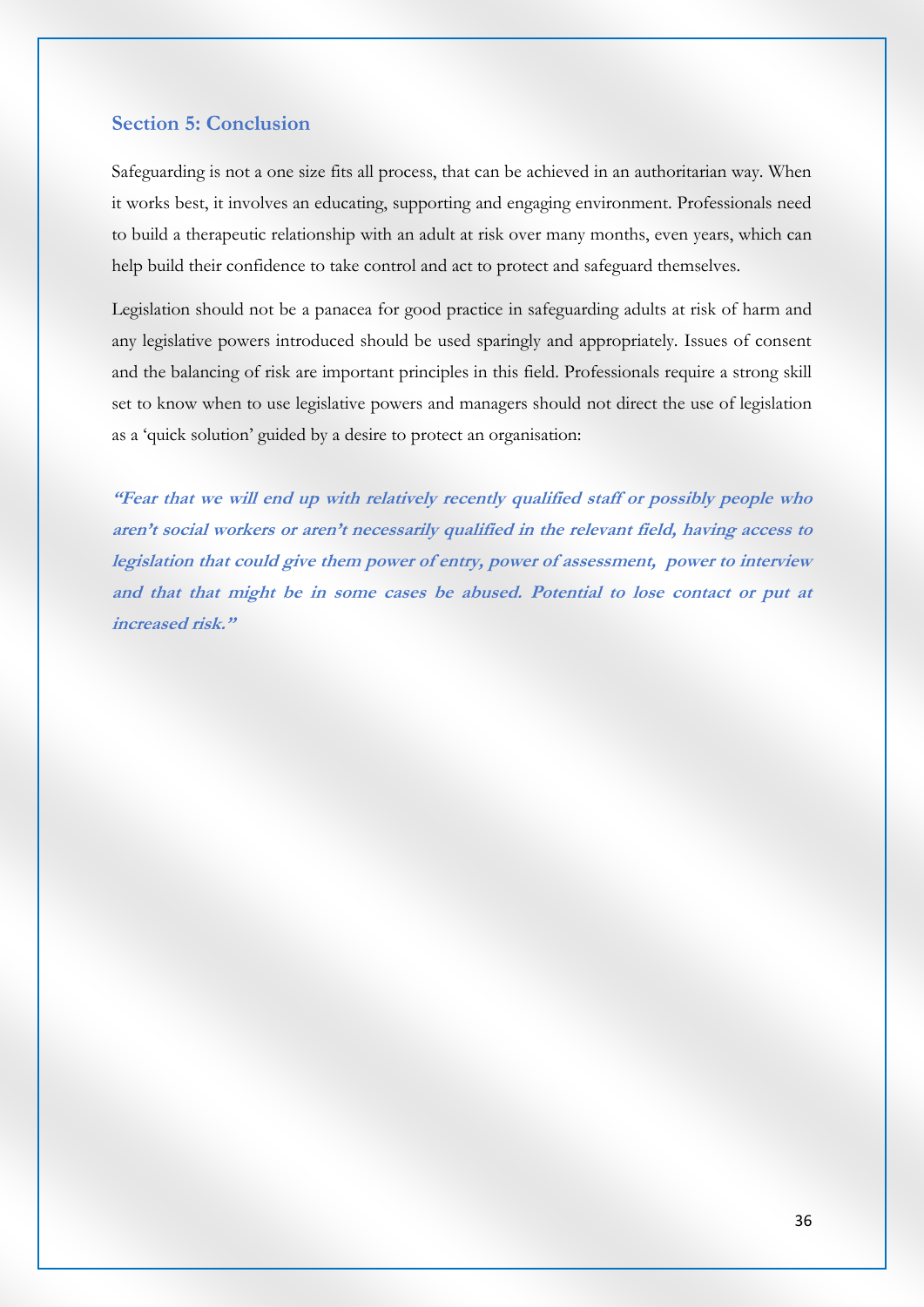## Section 5: Conclusion

Safeguarding is not a one size fits all process, that can be achieved in an authoritarian way. When it works best, it involves an educating, supporting and engaging environment. Professionals need to build a therapeutic relationship with an adult at risk over many months, even years, which can help build their confidence to take control and act to protect and safeguard themselves.

Legislation should not be a panacea for good practice in safeguarding adults at risk of harm and any legislative powers introduced should be used sparingly and appropriately. Issues of consent and the balancing of risk are important principles in this field. Professionals require a strong skill set to know when to use legislative powers and managers should not direct the use of legislation as a 'quick solution' guided by a desire to protect an organisation:

***"Fear that we will end up with relatively recently qualified staff or possibly people who aren't social workers or aren't necessarily qualified in the relevant field, having access to legislation that could give them power of entry, power of assessment, power to interview and that that might be in some cases be abused. Potential to lose contact or put at increased risk."***